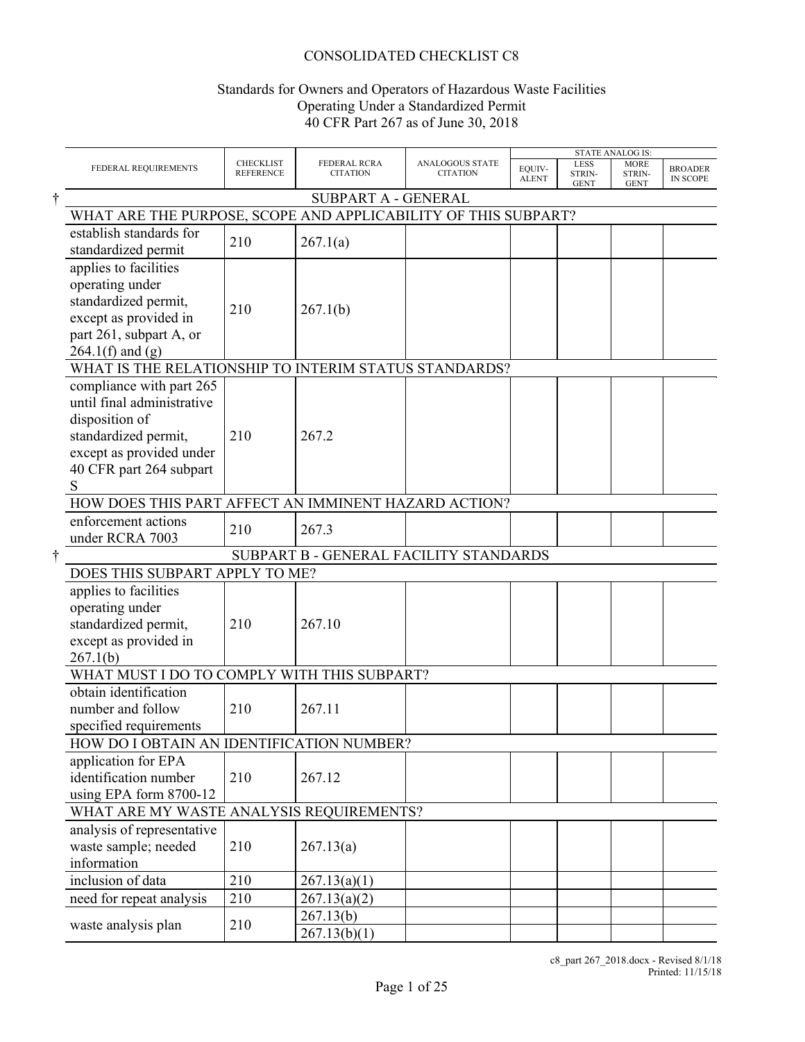# CONSOLIDATED CHECKLIST C8

## Standards for Owners and Operators of Hazardous Waste Facilities Operating Under a Standardized Permit 40 CFR Part 267 as of June 30, 2018

| FEDERAL REQUIREMENTS | CHECKLIST REFERENCE | FEDERAL RCRA CITATION | ANALOGOUS STATE CITATION | STATE ANALOG IS: EQUIV-ALENT | LESS STRIN-GENT | MORE STRIN-GENT | BROADER IN SCOPE |
|---|---|---|---|---|---|---|---|
| † SUBPART A - GENERAL | | | | | | | |
| WHAT ARE THE PURPOSE, SCOPE AND APPLICABILITY OF THIS SUBPART? | | | | | | | |
| establish standards for standardized permit | 210 | 267.1(a) | | | | | |
| applies to facilities operating under standardized permit, except as provided in part 261, subpart A, or 264.1(f) and (g) | 210 | 267.1(b) | | | | | |
| WHAT IS THE RELATIONSHIP TO INTERIM STATUS STANDARDS? | | | | | | | |
| compliance with part 265 until final administrative disposition of standardized permit, except as provided under 40 CFR part 264 subpart S | 210 | 267.2 | | | | | |
| HOW DOES THIS PART AFFECT AN IMMINENT HAZARD ACTION? | | | | | | | |
| enforcement actions under RCRA 7003 | 210 | 267.3 | | | | | |
| † SUBPART B - GENERAL FACILITY STANDARDS | | | | | | | |
| DOES THIS SUBPART APPLY TO ME? | | | | | | | |
| applies to facilities operating under standardized permit, except as provided in 267.1(b) | 210 | 267.10 | | | | | |
| WHAT MUST I DO TO COMPLY WITH THIS SUBPART? | | | | | | | |
| obtain identification number and follow specified requirements | 210 | 267.11 | | | | | |
| HOW DO I OBTAIN AN IDENTIFICATION NUMBER? | | | | | | | |
| application for EPA identification number using EPA form 8700-12 | 210 | 267.12 | | | | | |
| WHAT ARE MY WASTE ANALYSIS REQUIREMENTS? | | | | | | | |
| analysis of representative waste sample; needed information | 210 | 267.13(a) | | | | | |
| inclusion of data | 210 | 267.13(a)(1) | | | | | |
| need for repeat analysis | 210 | 267.13(a)(2) | | | | | |
| waste analysis plan | 210 | 267.13(b) | | | | | |
| | | 267.13(b)(1) | | | | | |

c8_part 267_2018.docx - Revised 8/1/18
Printed: 11/15/18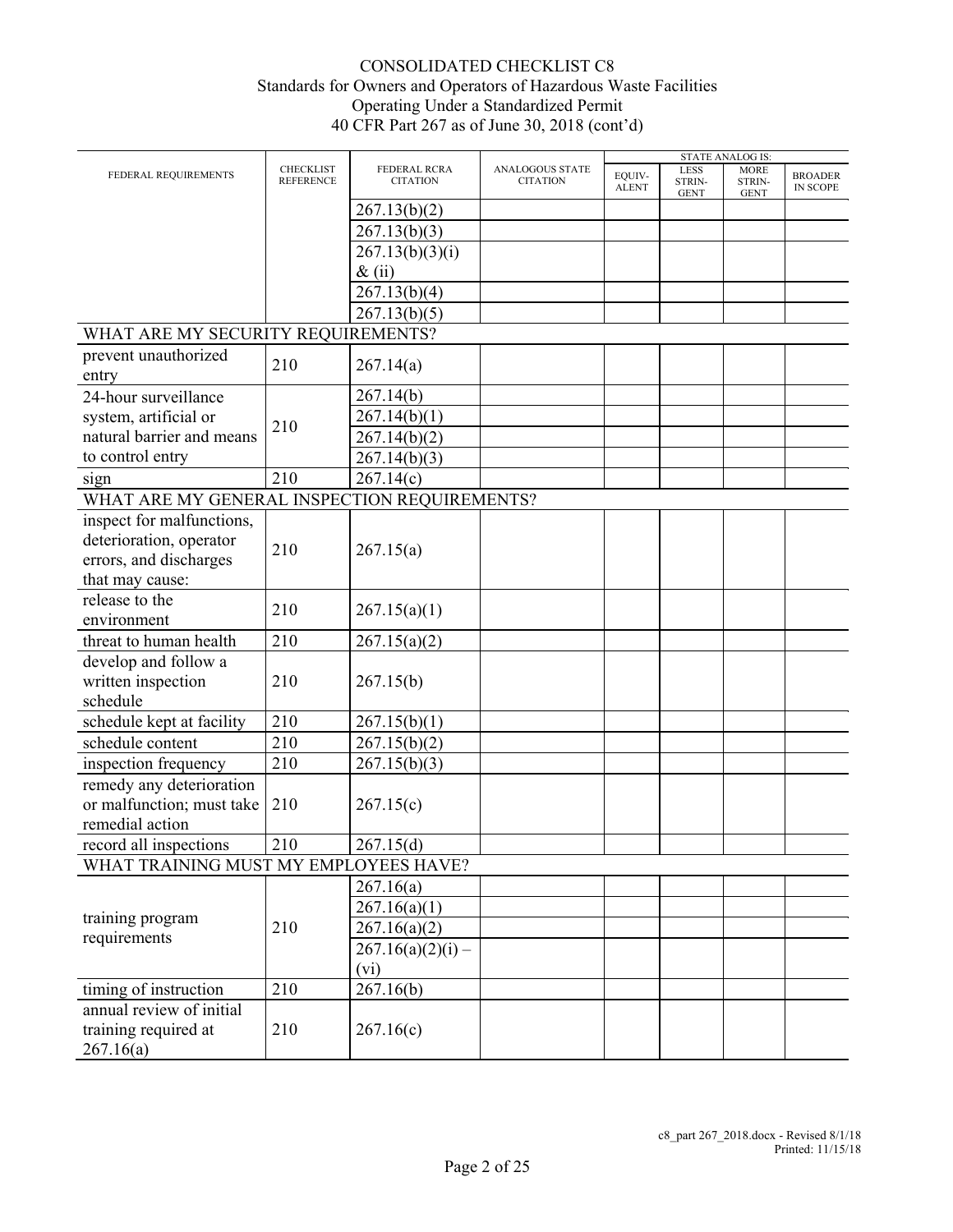# CONSOLIDATED CHECKLIST C8
## Standards for Owners and Operators of Hazardous Waste Facilities Operating Under a Standardized Permit
## 40 CFR Part 267 as of June 30, 2018 (cont'd)

| FEDERAL REQUIREMENTS | CHECKLIST REFERENCE | FEDERAL RCRA CITATION | ANALOGOUS STATE CITATION | STATE ANALOG IS: EQUIV-ALENT | LESS STRIN-GENT | MORE STRIN-GENT | BROADER IN SCOPE |
|---|---|---|---|---|---|---|---|
| | | 267.13(b)(2) | | | | | |
| | | 267.13(b)(3) | | | | | |
| | | 267.13(b)(3)(i) & (ii) | | | | | |
| | | 267.13(b)(4) | | | | | |
| | | 267.13(b)(5) | | | | | |
| WHAT ARE MY SECURITY REQUIREMENTS? | | | | | | | |
| prevent unauthorized entry | 210 | 267.14(a) | | | | | |
| 24-hour surveillance system, artificial or natural barrier and means to control entry | 210 | 267.14(b) | | | | | |
| | | 267.14(b)(1) | | | | | |
| | | 267.14(b)(2) | | | | | |
| | | 267.14(b)(3) | | | | | |
| sign | 210 | 267.14(c) | | | | | |
| WHAT ARE MY GENERAL INSPECTION REQUIREMENTS? | | | | | | | |
| inspect for malfunctions, deterioration, operator errors, and discharges that may cause: | 210 | 267.15(a) | | | | | |
| release to the environment | 210 | 267.15(a)(1) | | | | | |
| threat to human health | 210 | 267.15(a)(2) | | | | | |
| develop and follow a written inspection schedule | 210 | 267.15(b) | | | | | |
| schedule kept at facility | 210 | 267.15(b)(1) | | | | | |
| schedule content | 210 | 267.15(b)(2) | | | | | |
| inspection frequency | 210 | 267.15(b)(3) | | | | | |
| remedy any deterioration or malfunction; must take remedial action | 210 | 267.15(c) | | | | | |
| record all inspections | 210 | 267.15(d) | | | | | |
| WHAT TRAINING MUST MY EMPLOYEES HAVE? | | | | | | | |
| training program requirements | 210 | 267.16(a) | | | | | |
| | | 267.16(a)(1) | | | | | |
| | | 267.16(a)(2) | | | | | |
| | | 267.16(a)(2)(i) – (vi) | | | | | |
| timing of instruction | 210 | 267.16(b) | | | | | |
| annual review of initial training required at 267.16(a) | 210 | 267.16(c) | | | | | |

c8_part 267_2018.docx - Revised 8/1/18
Printed: 11/15/18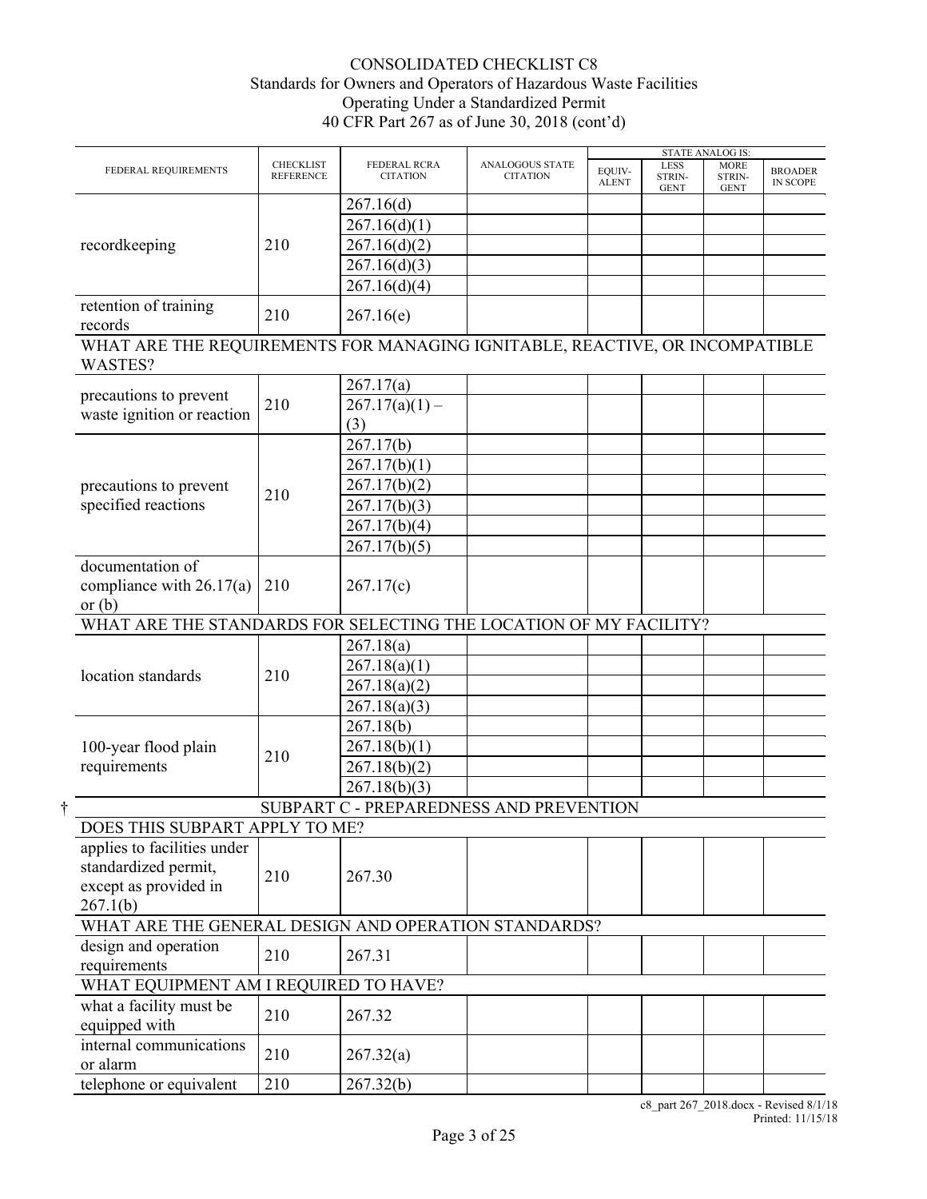# CONSOLIDATED CHECKLIST C8
## Standards for Owners and Operators of Hazardous Waste Facilities Operating Under a Standardized Permit
### 40 CFR Part 267 as of June 30, 2018 (cont'd)

| FEDERAL REQUIREMENTS | CHECKLIST REFERENCE | FEDERAL RCRA CITATION | ANALOGOUS STATE CITATION | STATE ANALOG IS: EQUIV-ALENT | LESS STRIN-GENT | MORE STRIN-GENT | BROADER IN SCOPE |
|---|---|---|---|---|---|---|---|
| recordkeeping | 210 | 267.16(d) | | | | | |
| | | 267.16(d)(1) | | | | | |
| | | 267.16(d)(2) | | | | | |
| | | 267.16(d)(3) | | | | | |
| | | 267.16(d)(4) | | | | | |
| retention of training records | 210 | 267.16(e) | | | | | |
| WHAT ARE THE REQUIREMENTS FOR MANAGING IGNITABLE, REACTIVE, OR INCOMPATIBLE WASTES? | | | | | | | |
| precautions to prevent waste ignition or reaction | 210 | 267.17(a) | | | | | |
| | | 267.17(a)(1) – (3) | | | | | |
| precautions to prevent specified reactions | 210 | 267.17(b) | | | | | |
| | | 267.17(b)(1) | | | | | |
| | | 267.17(b)(2) | | | | | |
| | | 267.17(b)(3) | | | | | |
| | | 267.17(b)(4) | | | | | |
| | | 267.17(b)(5) | | | | | |
| documentation of compliance with 26.17(a) or (b) | 210 | 267.17(c) | | | | | |
| WHAT ARE THE STANDARDS FOR SELECTING THE LOCATION OF MY FACILITY? | | | | | | | |
| location standards | 210 | 267.18(a) | | | | | |
| | | 267.18(a)(1) | | | | | |
| | | 267.18(a)(2) | | | | | |
| | | 267.18(a)(3) | | | | | |
| 100-year flood plain requirements | 210 | 267.18(b) | | | | | |
| | | 267.18(b)(1) | | | | | |
| | | 267.18(b)(2) | | | | | |
| | | 267.18(b)(3) | | | | | |
| † SUBPART C - PREPAREDNESS AND PREVENTION | | | | | | | |
| DOES THIS SUBPART APPLY TO ME? | | | | | | | |
| applies to facilities under standardized permit, except as provided in 267.1(b) | 210 | 267.30 | | | | | |
| WHAT ARE THE GENERAL DESIGN AND OPERATION STANDARDS? | | | | | | | |
| design and operation requirements | 210 | 267.31 | | | | | |
| WHAT EQUIPMENT AM I REQUIRED TO HAVE? | | | | | | | |
| what a facility must be equipped with | 210 | 267.32 | | | | | |
| internal communications or alarm | 210 | 267.32(a) | | | | | |
| telephone or equivalent | 210 | 267.32(b) | | | | | |

c8_part 267_2018.docx - Revised 8/1/18
Printed: 11/15/18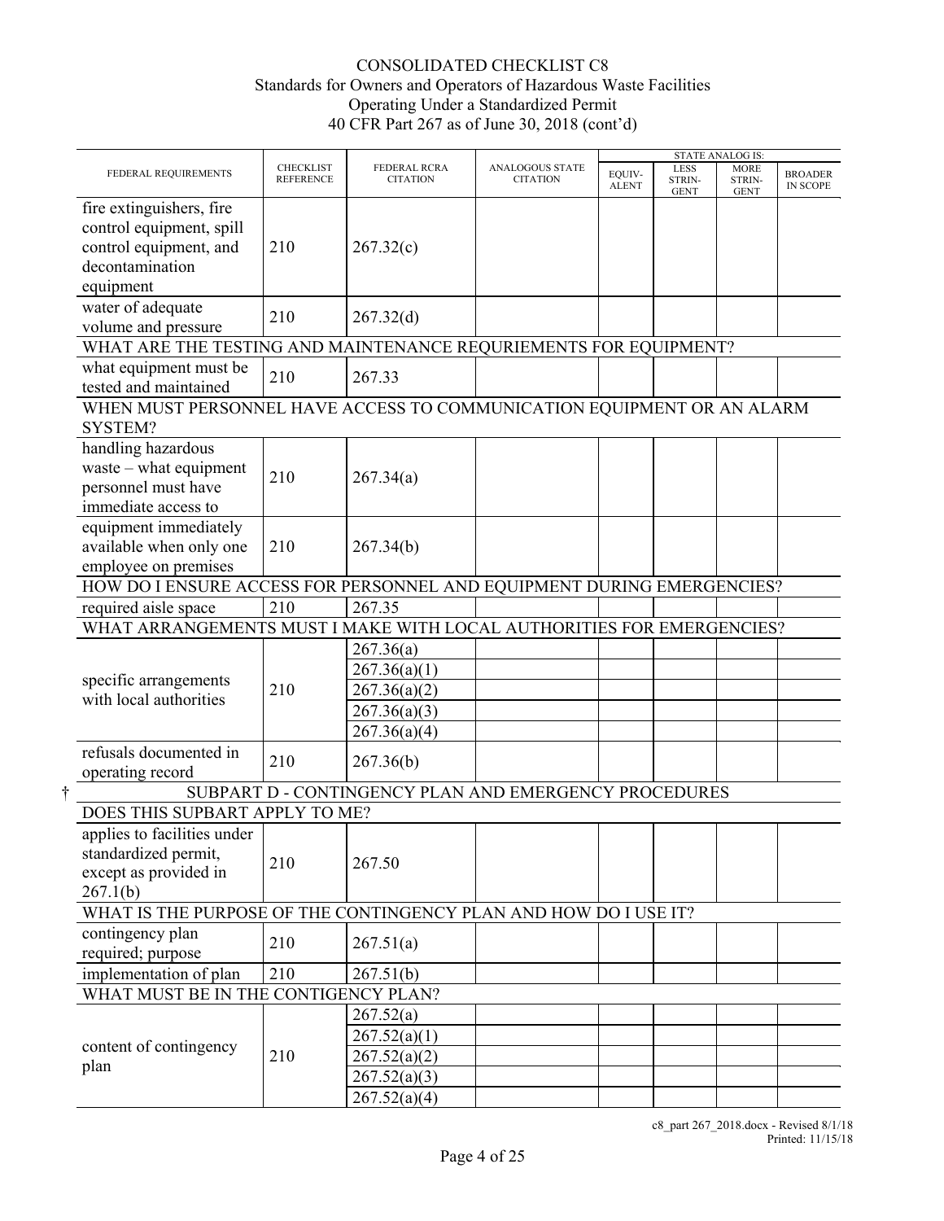# CONSOLIDATED CHECKLIST C8
## Standards for Owners and Operators of Hazardous Waste Facilities Operating Under a Standardized Permit
## 40 CFR Part 267 as of June 30, 2018 (cont'd)

| FEDERAL REQUIREMENTS | CHECKLIST REFERENCE | FEDERAL RCRA CITATION | ANALOGOUS STATE CITATION | STATE ANALOG IS: EQUIV-ALENT | LESS STRIN-GENT | MORE STRIN-GENT | BROADER IN SCOPE |
|---|---|---|---|---|---|---|---|
| fire extinguishers, fire control equipment, spill control equipment, and decontamination equipment | 210 | 267.32(c) | | | | | |
| water of adequate volume and pressure | 210 | 267.32(d) | | | | | |
| WHAT ARE THE TESTING AND MAINTENANCE REQURIEMENTS FOR EQUIPMENT? | | | | | | | |
| what equipment must be tested and maintained | 210 | 267.33 | | | | | |
| WHEN MUST PERSONNEL HAVE ACCESS TO COMMUNICATION EQUIPMENT OR AN ALARM SYSTEM? | | | | | | | |
| handling hazardous waste – what equipment personnel must have immediate access to | 210 | 267.34(a) | | | | | |
| equipment immediately available when only one employee on premises | 210 | 267.34(b) | | | | | |
| HOW DO I ENSURE ACCESS FOR PERSONNEL AND EQUIPMENT DURING EMERGENCIES? | | | | | | | |
| required aisle space | 210 | 267.35 | | | | | |
| WHAT ARRANGEMENTS MUST I MAKE WITH LOCAL AUTHORITIES FOR EMERGENCIES? | | | | | | | |
| specific arrangements with local authorities | 210 | 267.36(a) | | | | | |
| | | 267.36(a)(1) | | | | | |
| | | 267.36(a)(2) | | | | | |
| | | 267.36(a)(3) | | | | | |
| | | 267.36(a)(4) | | | | | |
| refusals documented in operating record | 210 | 267.36(b) | | | | | |
| † SUBPART D - CONTINGENCY PLAN AND EMERGENCY PROCEDURES | | | | | | | |
| DOES THIS SUPBART APPLY TO ME? | | | | | | | |
| applies to facilities under standardized permit, except as provided in 267.1(b) | 210 | 267.50 | | | | | |
| WHAT IS THE PURPOSE OF THE CONTINGENCY PLAN AND HOW DO I USE IT? | | | | | | | |
| contingency plan required; purpose | 210 | 267.51(a) | | | | | |
| implementation of plan | 210 | 267.51(b) | | | | | |
| WHAT MUST BE IN THE CONTIGENCY PLAN? | | | | | | | |
| content of contingency plan | 210 | 267.52(a) | | | | | |
| | | 267.52(a)(1) | | | | | |
| | | 267.52(a)(2) | | | | | |
| | | 267.52(a)(3) | | | | | |
| | | 267.52(a)(4) | | | | | |

c8_part 267_2018.docx - Revised 8/1/18
Printed: 11/15/18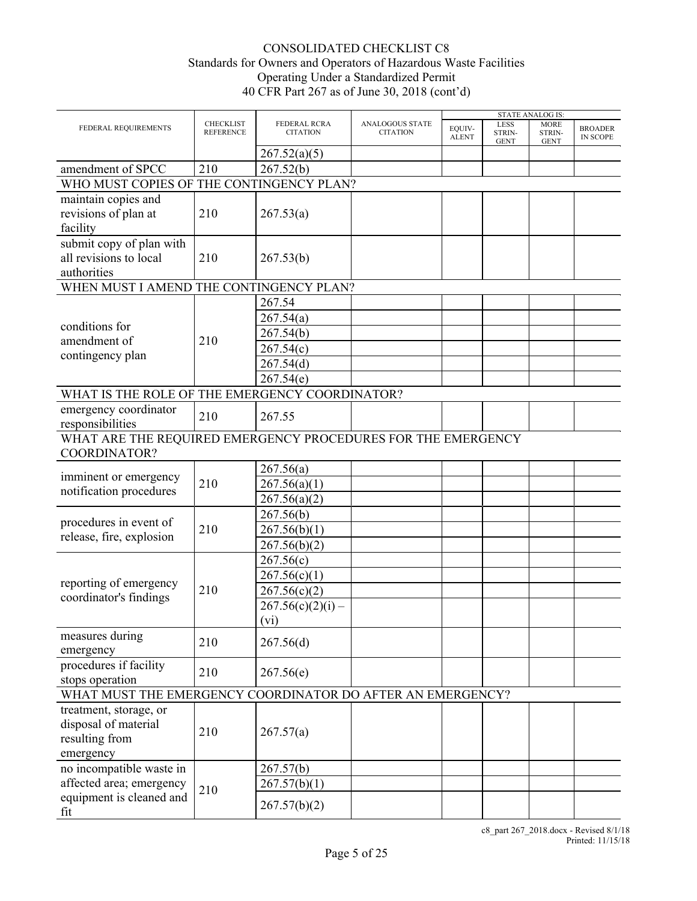CONSOLIDATED CHECKLIST C8
Standards for Owners and Operators of Hazardous Waste Facilities
Operating Under a Standardized Permit
40 CFR Part 267 as of June 30, 2018 (cont'd)

| FEDERAL REQUIREMENTS | CHECKLIST REFERENCE | FEDERAL RCRA CITATION | ANALOGOUS STATE CITATION | STATE ANALOG IS: EQUIV-ALENT | LESS STRIN-GENT | MORE STRIN-GENT | BROADER IN SCOPE |
|---|---|---|---|---|---|---|---|
| | | 267.52(a)(5) | | | | | |
| amendment of SPCC | 210 | 267.52(b) | | | | | |
| WHO MUST COPIES OF THE CONTINGENCY PLAN? | | | | | | | |
| maintain copies and revisions of plan at facility | 210 | 267.53(a) | | | | | |
| submit copy of plan with all revisions to local authorities | 210 | 267.53(b) | | | | | |
| WHEN MUST I AMEND THE CONTINGENCY PLAN? | | | | | | | |
| conditions for amendment of contingency plan | 210 | 267.54 | | | | | |
| | | 267.54(a) | | | | | |
| | | 267.54(b) | | | | | |
| | | 267.54(c) | | | | | |
| | | 267.54(d) | | | | | |
| | | 267.54(e) | | | | | |
| WHAT IS THE ROLE OF THE EMERGENCY COORDINATOR? | | | | | | | |
| emergency coordinator responsibilities | 210 | 267.55 | | | | | |
| WHAT ARE THE REQUIRED EMERGENCY PROCEDURES FOR THE EMERGENCY COORDINATOR? | | | | | | | |
| imminent or emergency notification procedures | 210 | 267.56(a) | | | | | |
| | | 267.56(a)(1) | | | | | |
| | | 267.56(a)(2) | | | | | |
| procedures in event of release, fire, explosion | 210 | 267.56(b) | | | | | |
| | | 267.56(b)(1) | | | | | |
| | | 267.56(b)(2) | | | | | |
| reporting of emergency coordinator's findings | 210 | 267.56(c) | | | | | |
| | | 267.56(c)(1) | | | | | |
| | | 267.56(c)(2) | | | | | |
| | | 267.56(c)(2)(i) – (vi) | | | | | |
| measures during emergency | 210 | 267.56(d) | | | | | |
| procedures if facility stops operation | 210 | 267.56(e) | | | | | |
| WHAT MUST THE EMERGENCY COORDINATOR DO AFTER AN EMERGENCY? | | | | | | | |
| treatment, storage, or disposal of material resulting from emergency | 210 | 267.57(a) | | | | | |
| no incompatible waste in affected area; emergency equipment is cleaned and fit | 210 | 267.57(b) | | | | | |
| | | 267.57(b)(1) | | | | | |
| | | 267.57(b)(2) | | | | | |

c8_part 267_2018.docx - Revised 8/1/18
Printed: 11/15/18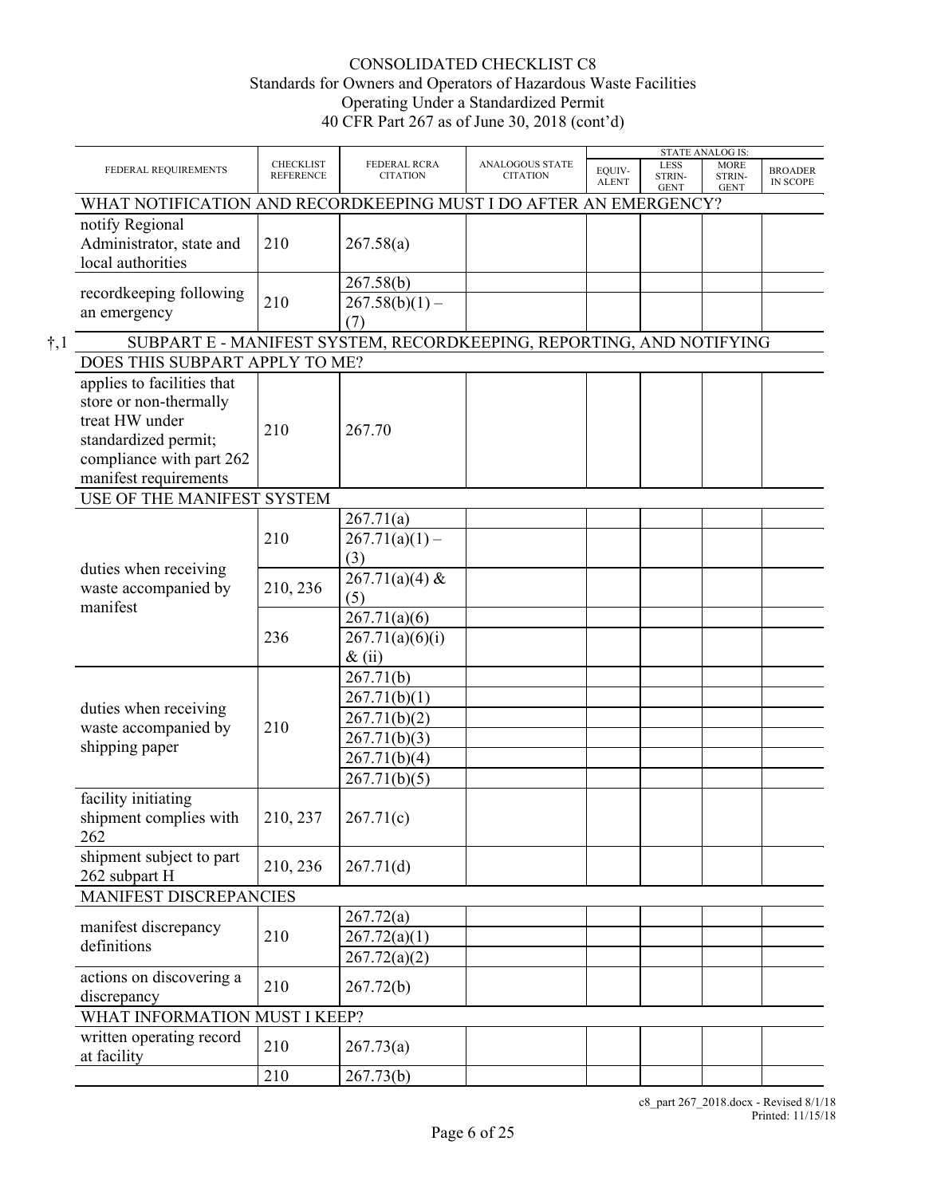CONSOLIDATED CHECKLIST C8
Standards for Owners and Operators of Hazardous Waste Facilities
Operating Under a Standardized Permit
40 CFR Part 267 as of June 30, 2018 (cont'd)

| FEDERAL REQUIREMENTS | CHECKLIST REFERENCE | FEDERAL RCRA CITATION | ANALOGOUS STATE CITATION | STATE ANALOG IS: EQUIV-ALENT | LESS STRIN-GENT | MORE STRIN-GENT | BROADER IN SCOPE |
|---|---|---|---|---|---|---|---|
| WHAT NOTIFICATION AND RECORDKEEPING MUST I DO AFTER AN EMERGENCY? | | | | | | | |
| notify Regional Administrator, state and local authorities | 210 | 267.58(a) | | | | | |
| recordkeeping following an emergency | 210 | 267.58(b) | | | | | |
| | | 267.58(b)(1) – (7) | | | | | |
| †,1 SUBPART E - MANIFEST SYSTEM, RECORDKEEPING, REPORTING, AND NOTIFYING | | | | | | | |
| DOES THIS SUBPART APPLY TO ME? | | | | | | | |
| applies to facilities that store or non-thermally treat HW under standardized permit; compliance with part 262 manifest requirements | 210 | 267.70 | | | | | |
| USE OF THE MANIFEST SYSTEM | | | | | | | |
| duties when receiving waste accompanied by manifest | 210 | 267.71(a) | | | | | |
| | | 267.71(a)(1) – (3) | | | | | |
| | 210, 236 | 267.71(a)(4) & (5) | | | | | |
| | 236 | 267.71(a)(6) | | | | | |
| | | 267.71(a)(6)(i) & (ii) | | | | | |
| duties when receiving waste accompanied by shipping paper | 210 | 267.71(b) | | | | | |
| | | 267.71(b)(1) | | | | | |
| | | 267.71(b)(2) | | | | | |
| | | 267.71(b)(3) | | | | | |
| | | 267.71(b)(4) | | | | | |
| | | 267.71(b)(5) | | | | | |
| facility initiating shipment complies with 262 | 210, 237 | 267.71(c) | | | | | |
| shipment subject to part 262 subpart H | 210, 236 | 267.71(d) | | | | | |
| MANIFEST DISCREPANCIES | | | | | | | |
| manifest discrepancy definitions | 210 | 267.72(a) | | | | | |
| | | 267.72(a)(1) | | | | | |
| | | 267.72(a)(2) | | | | | |
| actions on discovering a discrepancy | 210 | 267.72(b) | | | | | |
| WHAT INFORMATION MUST I KEEP? | | | | | | | |
| written operating record at facility | 210 | 267.73(a) | | | | | |
| | 210 | 267.73(b) | | | | | |

c8_part 267_2018.docx - Revised 8/1/18
Printed: 11/15/18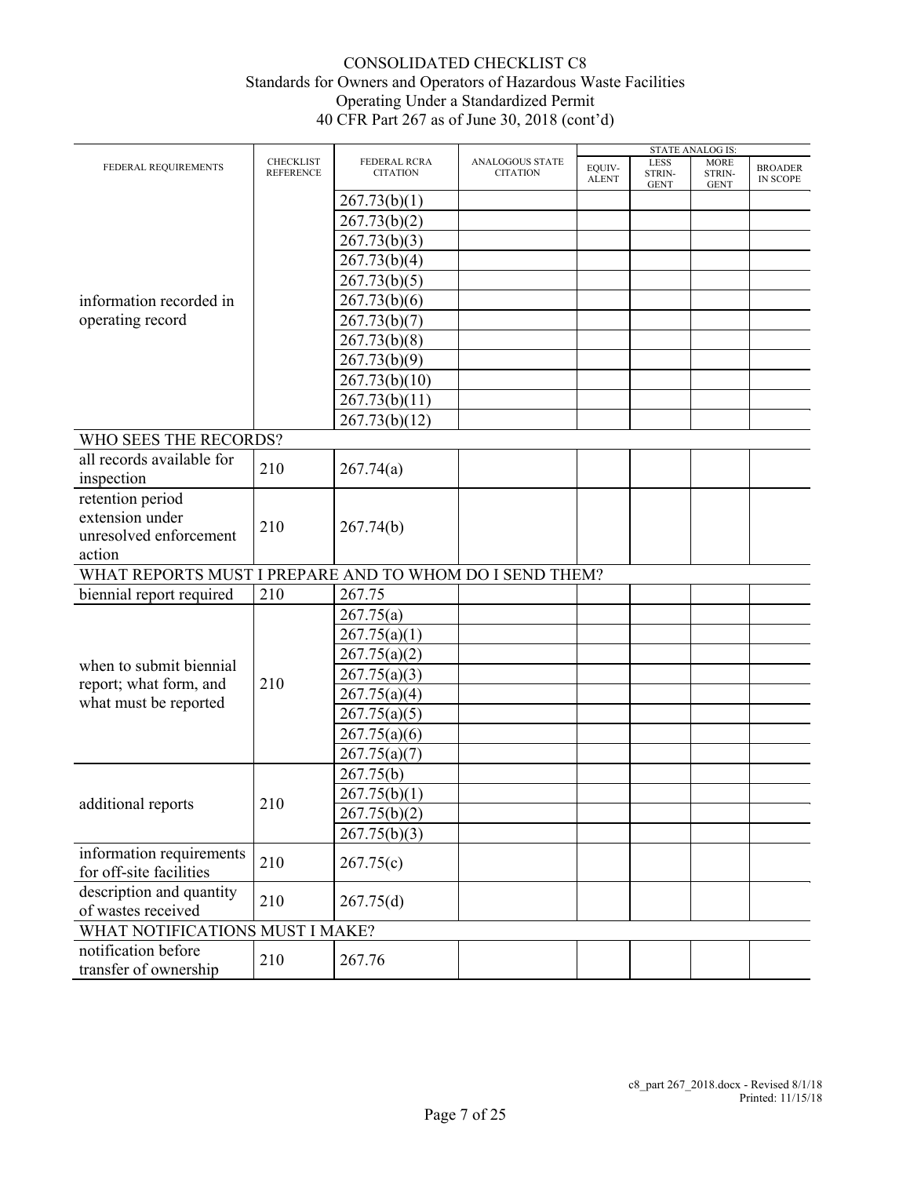CONSOLIDATED CHECKLIST C8
Standards for Owners and Operators of Hazardous Waste Facilities
Operating Under a Standardized Permit
40 CFR Part 267 as of June 30, 2018 (cont'd)

| FEDERAL REQUIREMENTS | CHECKLIST REFERENCE | FEDERAL RCRA CITATION | ANALOGOUS STATE CITATION | STATE ANALOG IS: | | | |
|---|---|---|---|---|---|---|---|
| | | | | EQUIV-ALENT | LESS STRIN-GENT | MORE STRIN-GENT | BROADER IN SCOPE |
| information recorded in operating record | | 267.73(b)(1) | | | | | |
| | | 267.73(b)(2) | | | | | |
| | | 267.73(b)(3) | | | | | |
| | | 267.73(b)(4) | | | | | |
| | | 267.73(b)(5) | | | | | |
| | | 267.73(b)(6) | | | | | |
| | | 267.73(b)(7) | | | | | |
| | | 267.73(b)(8) | | | | | |
| | | 267.73(b)(9) | | | | | |
| | | 267.73(b)(10) | | | | | |
| | | 267.73(b)(11) | | | | | |
| | | 267.73(b)(12) | | | | | |
| WHO SEES THE RECORDS? | | | | | | | |
| all records available for inspection | 210 | 267.74(a) | | | | | |
| retention period extension under unresolved enforcement action | 210 | 267.74(b) | | | | | |
| WHAT REPORTS MUST I PREPARE AND TO WHOM DO I SEND THEM? | | | | | | | |
| biennial report required | 210 | 267.75 | | | | | |
| when to submit biennial report; what form, and what must be reported | 210 | 267.75(a) | | | | | |
| | | 267.75(a)(1) | | | | | |
| | | 267.75(a)(2) | | | | | |
| | | 267.75(a)(3) | | | | | |
| | | 267.75(a)(4) | | | | | |
| | | 267.75(a)(5) | | | | | |
| | | 267.75(a)(6) | | | | | |
| | | 267.75(a)(7) | | | | | |
| additional reports | 210 | 267.75(b) | | | | | |
| | | 267.75(b)(1) | | | | | |
| | | 267.75(b)(2) | | | | | |
| | | 267.75(b)(3) | | | | | |
| information requirements for off-site facilities | 210 | 267.75(c) | | | | | |
| description and quantity of wastes received | 210 | 267.75(d) | | | | | |
| WHAT NOTIFICATIONS MUST I MAKE? | | | | | | | |
| notification before transfer of ownership | 210 | 267.76 | | | | | |

c8_part 267_2018.docx - Revised 8/1/18
Printed: 11/15/18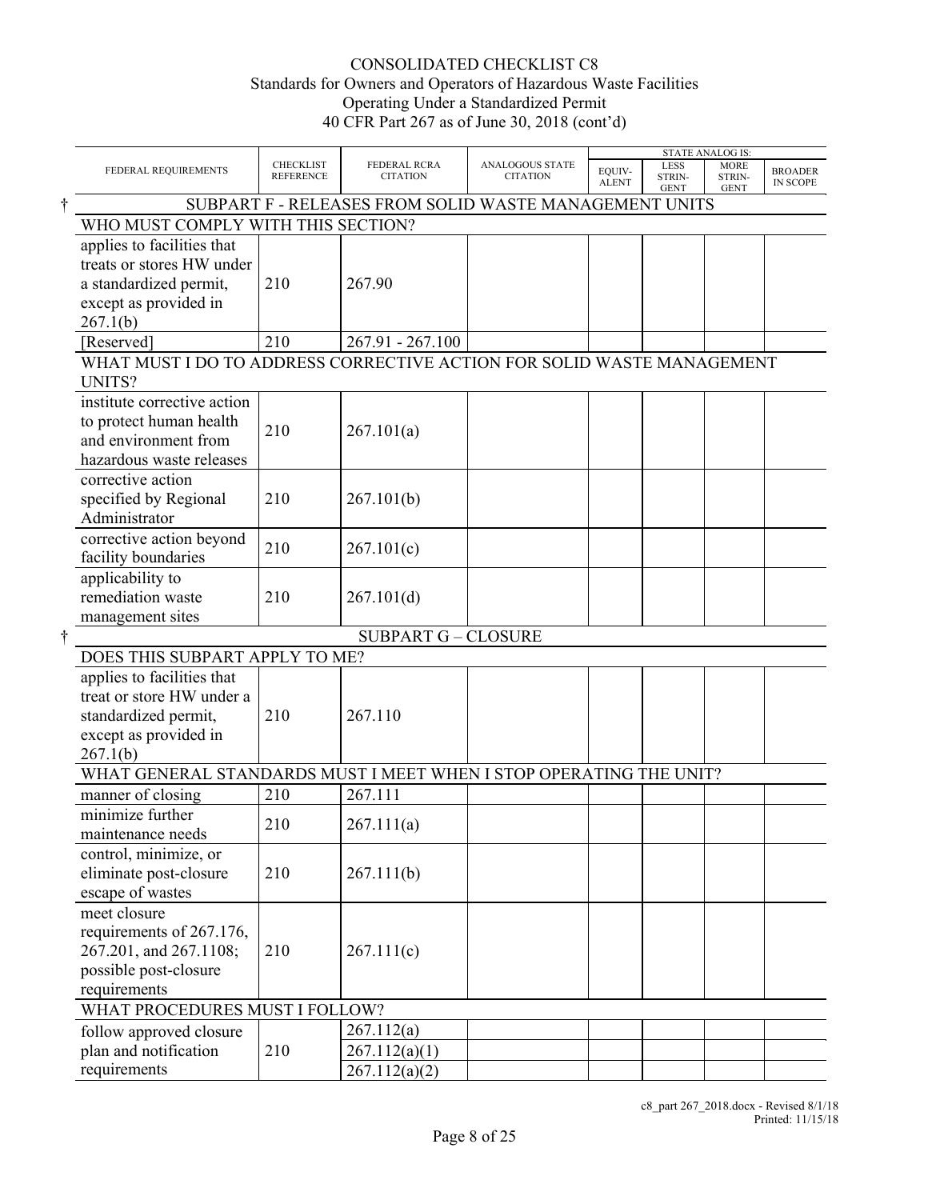CONSOLIDATED CHECKLIST C8
Standards for Owners and Operators of Hazardous Waste Facilities
Operating Under a Standardized Permit
40 CFR Part 267 as of June 30, 2018 (cont'd)

| FEDERAL REQUIREMENTS | CHECKLIST REFERENCE | FEDERAL RCRA CITATION | ANALOGOUS STATE CITATION | STATE ANALOG IS: EQUIV-ALENT | LESS STRIN-GENT | MORE STRIN-GENT | BROADER IN SCOPE |
|---|---|---|---|---|---|---|---|
| † SUBPART F - RELEASES FROM SOLID WASTE MANAGEMENT UNITS | | | | | | | |
| WHO MUST COMPLY WITH THIS SECTION? | | | | | | | |
| applies to facilities that treats or stores HW under a standardized permit, except as provided in 267.1(b) | 210 | 267.90 | | | | | |
| [Reserved] | 210 | 267.91 - 267.100 | | | | | |
| WHAT MUST I DO TO ADDRESS CORRECTIVE ACTION FOR SOLID WASTE MANAGEMENT UNITS? | | | | | | | |
| institute corrective action to protect human health and environment from hazardous waste releases | 210 | 267.101(a) | | | | | |
| corrective action specified by Regional Administrator | 210 | 267.101(b) | | | | | |
| corrective action beyond facility boundaries | 210 | 267.101(c) | | | | | |
| applicability to remediation waste management sites | 210 | 267.101(d) | | | | | |
| † SUBPART G – CLOSURE | | | | | | | |
| DOES THIS SUBPART APPLY TO ME? | | | | | | | |
| applies to facilities that treat or store HW under a standardized permit, except as provided in 267.1(b) | 210 | 267.110 | | | | | |
| WHAT GENERAL STANDARDS MUST I MEET WHEN I STOP OPERATING THE UNIT? | | | | | | | |
| manner of closing | 210 | 267.111 | | | | | |
| minimize further maintenance needs | 210 | 267.111(a) | | | | | |
| control, minimize, or eliminate post-closure escape of wastes | 210 | 267.111(b) | | | | | |
| meet closure requirements of 267.176, 267.201, and 267.1108; possible post-closure requirements | 210 | 267.111(c) | | | | | |
| WHAT PROCEDURES MUST I FOLLOW? | | | | | | | |
| follow approved closure plan and notification requirements | 210 | 267.112(a) | | | | | |
| | | 267.112(a)(1) | | | | | |
| | | 267.112(a)(2) | | | | | |

c8_part 267_2018.docx - Revised 8/1/18
Printed: 11/15/18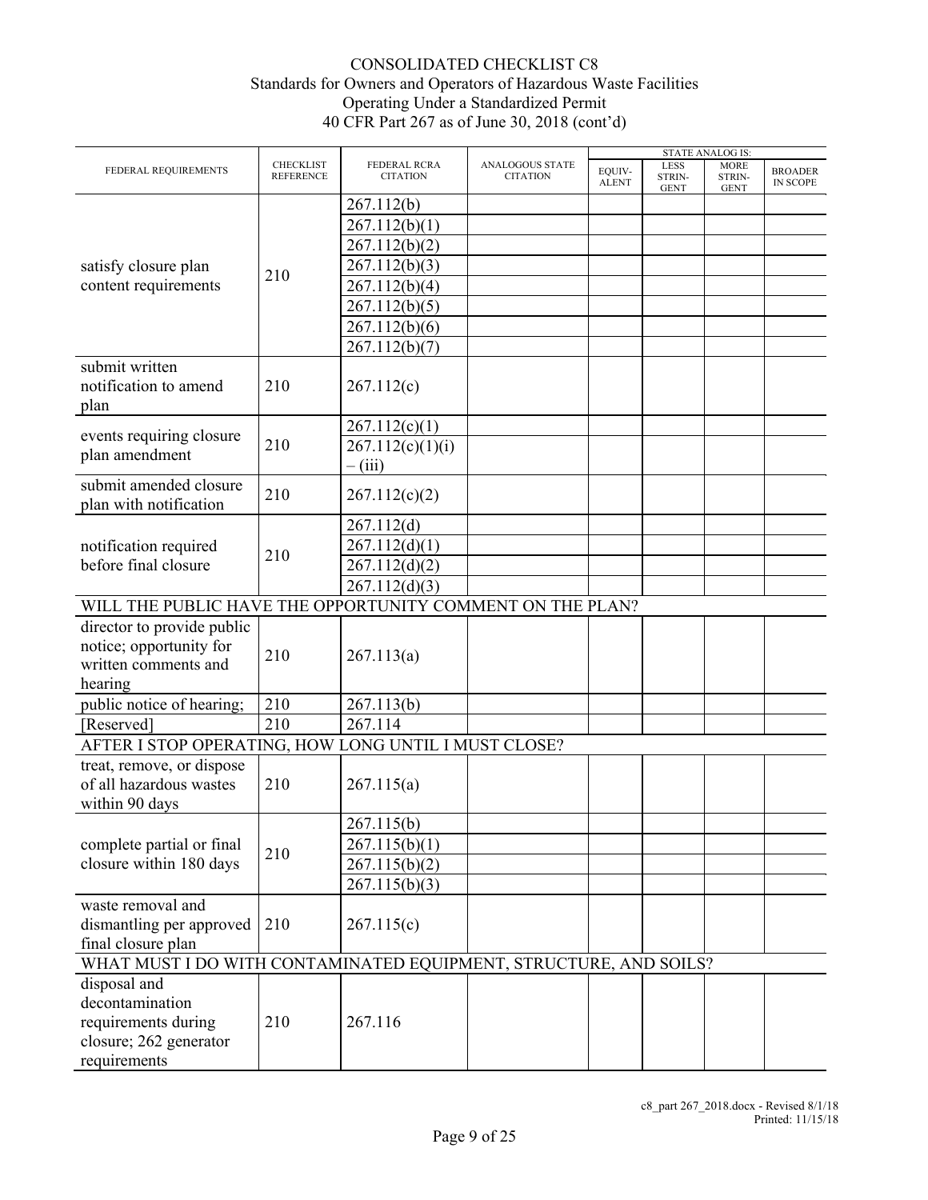# CONSOLIDATED CHECKLIST C8
## Standards for Owners and Operators of Hazardous Waste Facilities Operating Under a Standardized Permit
## 40 CFR Part 267 as of June 30, 2018 (cont'd)

| FEDERAL REQUIREMENTS | CHECKLIST REFERENCE | FEDERAL RCRA CITATION | ANALOGOUS STATE CITATION | STATE ANALOG IS: | | | |
|---|---|---|---|---|---|---|---|
| | | | | EQUIV-ALENT | LESS STRIN-GENT | MORE STRIN-GENT | BROADER IN SCOPE |
| satisfy closure plan content requirements | 210 | 267.112(b) | | | | | |
| | | 267.112(b)(1) | | | | | |
| | | 267.112(b)(2) | | | | | |
| | | 267.112(b)(3) | | | | | |
| | | 267.112(b)(4) | | | | | |
| | | 267.112(b)(5) | | | | | |
| | | 267.112(b)(6) | | | | | |
| | | 267.112(b)(7) | | | | | |
| submit written notification to amend plan | 210 | 267.112(c) | | | | | |
| events requiring closure plan amendment | 210 | 267.112(c)(1) | | | | | |
| | | 267.112(c)(1)(i) – (iii) | | | | | |
| submit amended closure plan with notification | 210 | 267.112(c)(2) | | | | | |
| notification required before final closure | 210 | 267.112(d) | | | | | |
| | | 267.112(d)(1) | | | | | |
| | | 267.112(d)(2) | | | | | |
| | | 267.112(d)(3) | | | | | |
| WILL THE PUBLIC HAVE THE OPPORTUNITY COMMENT ON THE PLAN? | | | | | | | |
| director to provide public notice; opportunity for written comments and hearing | 210 | 267.113(a) | | | | | |
| public notice of hearing; | 210 | 267.113(b) | | | | | |
| [Reserved] | 210 | 267.114 | | | | | |
| AFTER I STOP OPERATING, HOW LONG UNTIL I MUST CLOSE? | | | | | | | |
| treat, remove, or dispose of all hazardous wastes within 90 days | 210 | 267.115(a) | | | | | |
| complete partial or final closure within 180 days | 210 | 267.115(b) | | | | | |
| | | 267.115(b)(1) | | | | | |
| | | 267.115(b)(2) | | | | | |
| | | 267.115(b)(3) | | | | | |
| waste removal and dismantling per approved final closure plan | 210 | 267.115(c) | | | | | |
| WHAT MUST I DO WITH CONTAMINATED EQUIPMENT, STRUCTURE, AND SOILS? | | | | | | | |
| disposal and decontamination requirements during closure; 262 generator requirements | 210 | 267.116 | | | | | |

c8_part 267_2018.docx - Revised 8/1/18
Printed: 11/15/18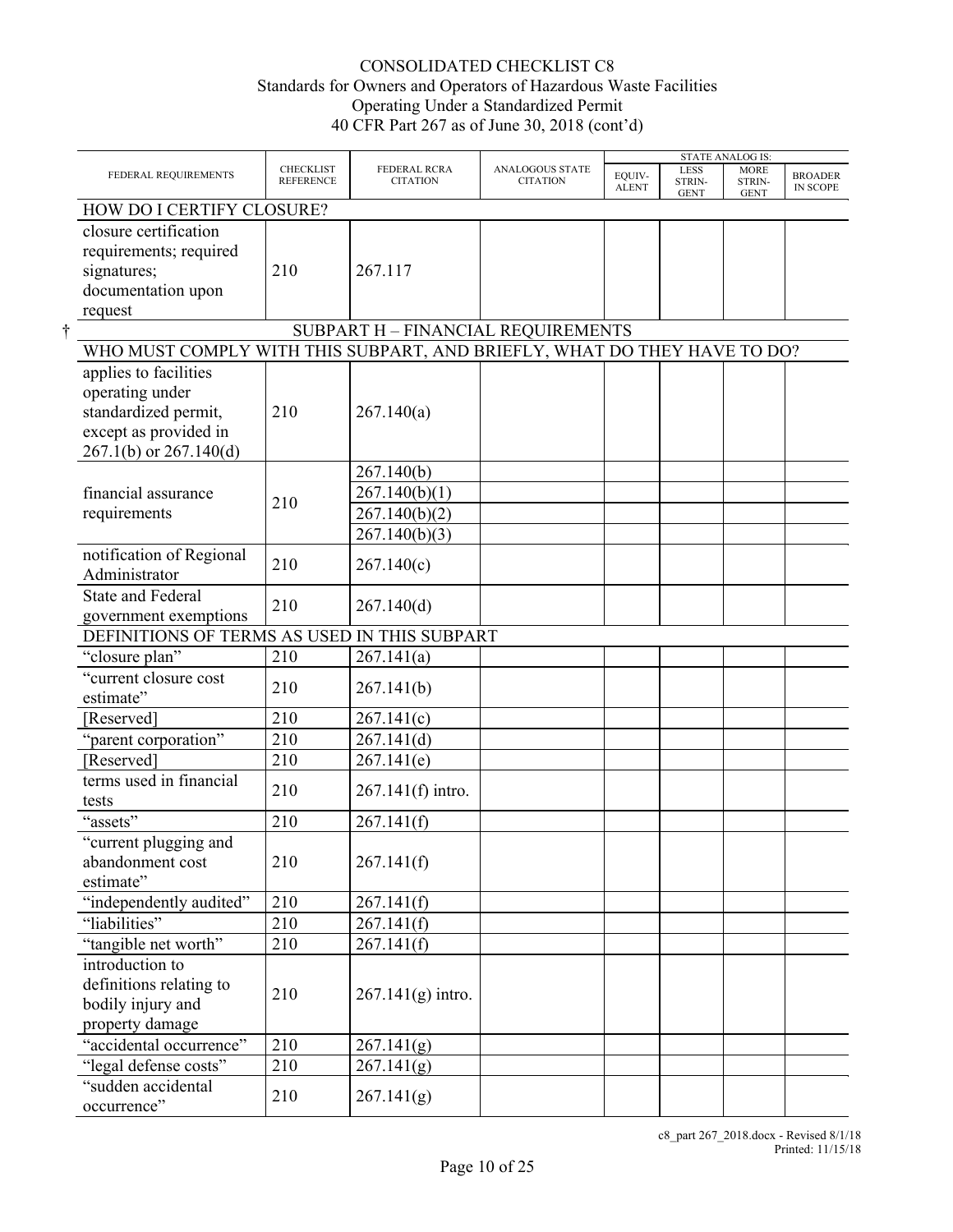# CONSOLIDATED CHECKLIST C8
## Standards for Owners and Operators of Hazardous Waste Facilities Operating Under a Standardized Permit
## 40 CFR Part 267 as of June 30, 2018 (cont'd)

| FEDERAL REQUIREMENTS | CHECKLIST REFERENCE | FEDERAL RCRA CITATION | ANALOGOUS STATE CITATION | STATE ANALOG IS: EQUIV-ALENT | LESS STRIN-GENT | MORE STRIN-GENT | BROADER IN SCOPE |
|---|---|---|---|---|---|---|---|
| **HOW DO I CERTIFY CLOSURE?** | | | | | | | |
| closure certification requirements; required signatures; documentation upon request | 210 | 267.117 | | | | | |
| † **SUBPART H – FINANCIAL REQUIREMENTS** | | | | | | | |
| **WHO MUST COMPLY WITH THIS SUBPART, AND BRIEFLY, WHAT DO THEY HAVE TO DO?** | | | | | | | |
| applies to facilities operating under standardized permit, except as provided in 267.1(b) or 267.140(d) | 210 | 267.140(a) | | | | | |
| financial assurance requirements | 210 | 267.140(b) | | | | | |
| | | 267.140(b)(1) | | | | | |
| | | 267.140(b)(2) | | | | | |
| | | 267.140(b)(3) | | | | | |
| notification of Regional Administrator | 210 | 267.140(c) | | | | | |
| State and Federal government exemptions | 210 | 267.140(d) | | | | | |
| **DEFINITIONS OF TERMS AS USED IN THIS SUBPART** | | | | | | | |
| "closure plan" | 210 | 267.141(a) | | | | | |
| "current closure cost estimate" | 210 | 267.141(b) | | | | | |
| [Reserved] | 210 | 267.141(c) | | | | | |
| "parent corporation" | 210 | 267.141(d) | | | | | |
| [Reserved] | 210 | 267.141(e) | | | | | |
| terms used in financial tests | 210 | 267.141(f) intro. | | | | | |
| "assets" | 210 | 267.141(f) | | | | | |
| "current plugging and abandonment cost estimate" | 210 | 267.141(f) | | | | | |
| "independently audited" | 210 | 267.141(f) | | | | | |
| "liabilities" | 210 | 267.141(f) | | | | | |
| "tangible net worth" | 210 | 267.141(f) | | | | | |
| introduction to definitions relating to bodily injury and property damage | 210 | 267.141(g) intro. | | | | | |
| "accidental occurrence" | 210 | 267.141(g) | | | | | |
| "legal defense costs" | 210 | 267.141(g) | | | | | |
| "sudden accidental occurrence" | 210 | 267.141(g) | | | | | |

c8_part 267_2018.docx - Revised 8/1/18
Printed: 11/15/18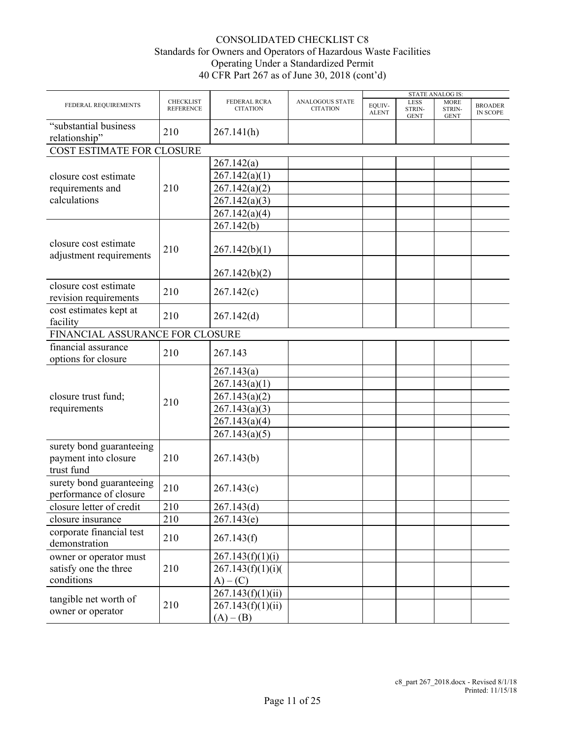# CONSOLIDATED CHECKLIST C8
## Standards for Owners and Operators of Hazardous Waste Facilities Operating Under a Standardized Permit
## 40 CFR Part 267 as of June 30, 2018 (cont'd)

| FEDERAL REQUIREMENTS | CHECKLIST REFERENCE | FEDERAL RCRA CITATION | ANALOGOUS STATE CITATION | STATE ANALOG IS: EQUIV-ALENT | LESS STRIN-GENT | MORE STRIN-GENT | BROADER IN SCOPE |
|---|---|---|---|---|---|---|---|
| "substantial business relationship" | 210 | 267.141(h) | | | | | |
| COST ESTIMATE FOR CLOSURE | | | | | | | |
| closure cost estimate requirements and calculations | 210 | 267.142(a) | | | | | |
| | | 267.142(a)(1) | | | | | |
| | | 267.142(a)(2) | | | | | |
| | | 267.142(a)(3) | | | | | |
| | | 267.142(a)(4) | | | | | |
| closure cost estimate adjustment requirements | 210 | 267.142(b) | | | | | |
| | | 267.142(b)(1) | | | | | |
| | | 267.142(b)(2) | | | | | |
| closure cost estimate revision requirements | 210 | 267.142(c) | | | | | |
| cost estimates kept at facility | 210 | 267.142(d) | | | | | |
| FINANCIAL ASSURANCE FOR CLOSURE | | | | | | | |
| financial assurance options for closure | 210 | 267.143 | | | | | |
| closure trust fund; requirements | 210 | 267.143(a) | | | | | |
| | | 267.143(a)(1) | | | | | |
| | | 267.143(a)(2) | | | | | |
| | | 267.143(a)(3) | | | | | |
| | | 267.143(a)(4) | | | | | |
| | | 267.143(a)(5) | | | | | |
| surety bond guaranteeing payment into closure trust fund | 210 | 267.143(b) | | | | | |
| surety bond guaranteeing performance of closure | 210 | 267.143(c) | | | | | |
| closure letter of credit | 210 | 267.143(d) | | | | | |
| closure insurance | 210 | 267.143(e) | | | | | |
| corporate financial test demonstration | 210 | 267.143(f) | | | | | |
| owner or operator must satisfy one the three conditions | 210 | 267.143(f)(1)(i) | | | | | |
| | | 267.143(f)(1)(i)(A) – (C) | | | | | |
| tangible net worth of owner or operator | 210 | 267.143(f)(1)(ii) | | | | | |
| | | 267.143(f)(1)(ii)(A) – (B) | | | | | |

c8_part 267_2018.docx - Revised 8/1/18
Printed: 11/15/18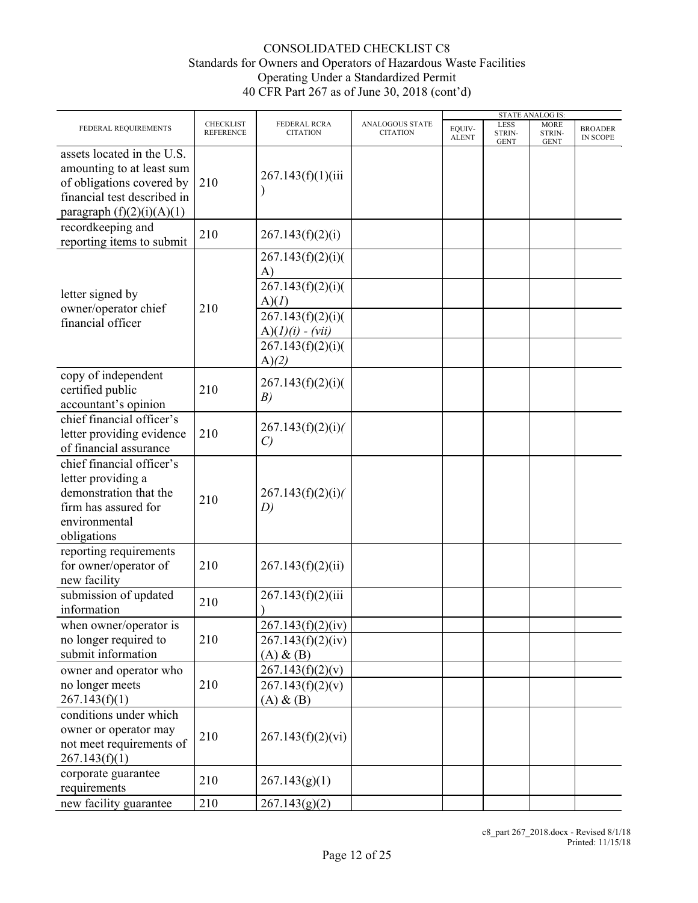# CONSOLIDATED CHECKLIST C8
## Standards for Owners and Operators of Hazardous Waste Facilities Operating Under a Standardized Permit
### 40 CFR Part 267 as of June 30, 2018 (cont'd)

| FEDERAL REQUIREMENTS | CHECKLIST REFERENCE | FEDERAL RCRA CITATION | ANALOGOUS STATE CITATION | STATE ANALOG IS: EQUIV-ALENT | LESS STRIN-GENT | MORE STRIN-GENT | BROADER IN SCOPE |
|---|---|---|---|---|---|---|---|
| assets located in the U.S. amounting to at least sum of obligations covered by financial test described in paragraph (f)(2)(i)(A)(1) | 210 | 267.143(f)(1)(iii) | | | | | |
| recordkeeping and reporting items to submit | 210 | 267.143(f)(2)(i) | | | | | |
| letter signed by owner/operator chief financial officer | 210 | 267.143(f)(2)(i)(A) | | | | | |
| | | 267.143(f)(2)(i)(A)(*1*) | | | | | |
| | | 267.143(f)(2)(i)(A)(*1)(i) - (vii)* | | | | | |
| | | 267.143(f)(2)(i)(A)*(2)* | | | | | |
| copy of independent certified public accountant's opinion | 210 | 267.143(f)(2)(i)(*B)* | | | | | |
| chief financial officer's letter providing evidence of financial assurance | 210 | 267.143(f)(2)(i)*(C)* | | | | | |
| chief financial officer's letter providing a demonstration that the firm has assured for environmental obligations | 210 | 267.143(f)(2)(i)*(D)* | | | | | |
| reporting requirements for owner/operator of new facility | 210 | 267.143(f)(2)(ii) | | | | | |
| submission of updated information | 210 | 267.143(f)(2)(iii) | | | | | |
| when owner/operator is no longer required to submit information | 210 | 267.143(f)(2)(iv) | | | | | |
| | | 267.143(f)(2)(iv) (A) & (B) | | | | | |
| owner and operator who no longer meets 267.143(f)(1) | 210 | 267.143(f)(2)(v) | | | | | |
| | | 267.143(f)(2)(v) (A) & (B) | | | | | |
| conditions under which owner or operator may not meet requirements of 267.143(f)(1) | 210 | 267.143(f)(2)(vi) | | | | | |
| corporate guarantee requirements | 210 | 267.143(g)(1) | | | | | |
| new facility guarantee | 210 | 267.143(g)(2) | | | | | |

c8_part 267_2018.docx - Revised 8/1/18
Printed: 11/15/18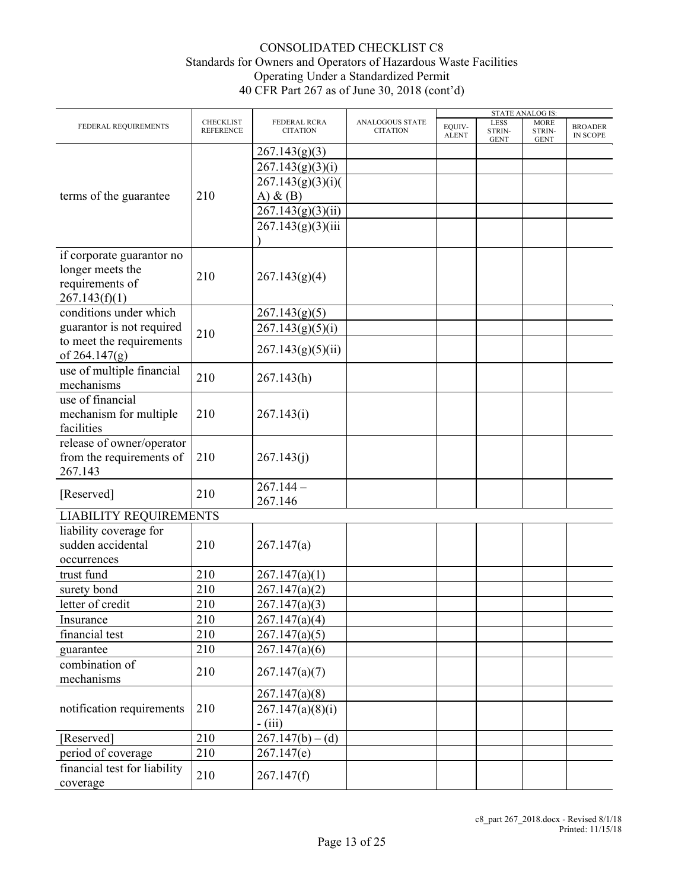# CONSOLIDATED CHECKLIST C8
## Standards for Owners and Operators of Hazardous Waste Facilities Operating Under a Standardized Permit
### 40 CFR Part 267 as of June 30, 2018 (cont'd)

| FEDERAL REQUIREMENTS | CHECKLIST REFERENCE | FEDERAL RCRA CITATION | ANALOGOUS STATE CITATION | STATE ANALOG IS: EQUIV-ALENT | LESS STRIN-GENT | MORE STRIN-GENT | BROADER IN SCOPE |
|---|---|---|---|---|---|---|---|
| terms of the guarantee | 210 | 267.143(g)(3) | | | | | |
| | | 267.143(g)(3)(i) | | | | | |
| | | 267.143(g)(3)(i)(A) & (B) | | | | | |
| | | 267.143(g)(3)(ii) | | | | | |
| | | 267.143(g)(3)(iii) | | | | | |
| if corporate guarantor no longer meets the requirements of 267.143(f)(1) | 210 | 267.143(g)(4) | | | | | |
| conditions under which guarantor is not required to meet the requirements of 264.147(g) | 210 | 267.143(g)(5) | | | | | |
| | | 267.143(g)(5)(i) | | | | | |
| | | 267.143(g)(5)(ii) | | | | | |
| use of multiple financial mechanisms | 210 | 267.143(h) | | | | | |
| use of financial mechanism for multiple facilities | 210 | 267.143(i) | | | | | |
| release of owner/operator from the requirements of 267.143 | 210 | 267.143(j) | | | | | |
| [Reserved] | 210 | 267.144 – 267.146 | | | | | |
| LIABILITY REQUIREMENTS | | | | | | | |
| liability coverage for sudden accidental occurrences | 210 | 267.147(a) | | | | | |
| trust fund | 210 | 267.147(a)(1) | | | | | |
| surety bond | 210 | 267.147(a)(2) | | | | | |
| letter of credit | 210 | 267.147(a)(3) | | | | | |
| Insurance | 210 | 267.147(a)(4) | | | | | |
| financial test | 210 | 267.147(a)(5) | | | | | |
| guarantee | 210 | 267.147(a)(6) | | | | | |
| combination of mechanisms | 210 | 267.147(a)(7) | | | | | |
| notification requirements | 210 | 267.147(a)(8) | | | | | |
| | | 267.147(a)(8)(i) - (iii) | | | | | |
| [Reserved] | 210 | 267.147(b) – (d) | | | | | |
| period of coverage | 210 | 267.147(e) | | | | | |
| financial test for liability coverage | 210 | 267.147(f) | | | | | |

c8_part 267_2018.docx - Revised 8/1/18
Printed: 11/15/18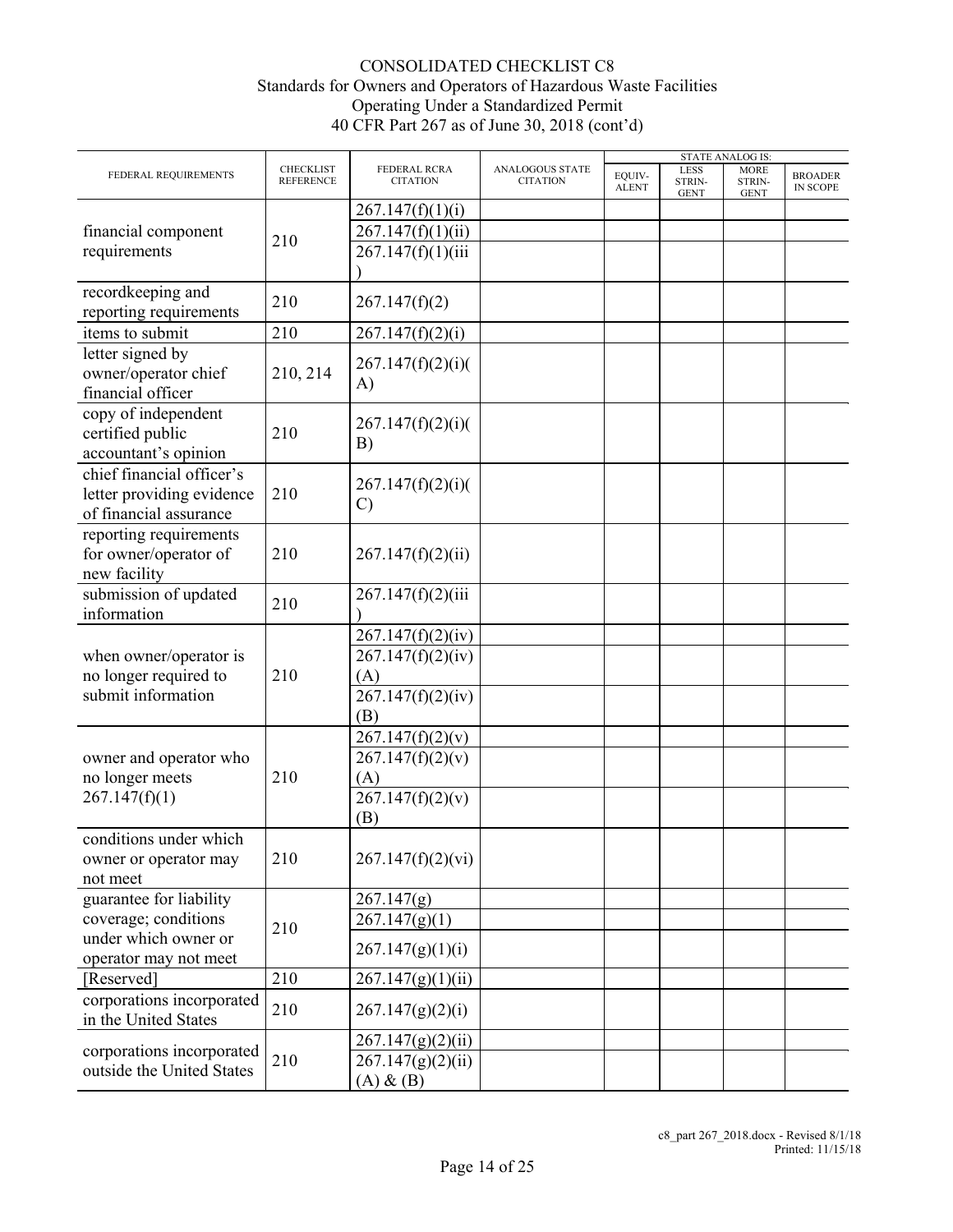CONSOLIDATED CHECKLIST C8
Standards for Owners and Operators of Hazardous Waste Facilities
Operating Under a Standardized Permit
40 CFR Part 267 as of June 30, 2018 (cont'd)

| FEDERAL REQUIREMENTS | CHECKLIST REFERENCE | FEDERAL RCRA CITATION | ANALOGOUS STATE CITATION | STATE ANALOG IS: | | | |
|---|---|---|---|---|---|---|---|
| | | | | EQUIV-ALENT | LESS STRIN-GENT | MORE STRIN-GENT | BROADER IN SCOPE |
| financial component requirements | 210 | 267.147(f)(1)(i) | | | | | |
| | | 267.147(f)(1)(ii) | | | | | |
| | | 267.147(f)(1)(iii) | | | | | |
| recordkeeping and reporting requirements | 210 | 267.147(f)(2) | | | | | |
| items to submit | 210 | 267.147(f)(2)(i) | | | | | |
| letter signed by owner/operator chief financial officer | 210, 214 | 267.147(f)(2)(i)(A) | | | | | |
| copy of independent certified public accountant's opinion | 210 | 267.147(f)(2)(i)(B) | | | | | |
| chief financial officer's letter providing evidence of financial assurance | 210 | 267.147(f)(2)(i)(C) | | | | | |
| reporting requirements for owner/operator of new facility | 210 | 267.147(f)(2)(ii) | | | | | |
| submission of updated information | 210 | 267.147(f)(2)(iii) | | | | | |
| when owner/operator is no longer required to submit information | 210 | 267.147(f)(2)(iv) | | | | | |
| | | 267.147(f)(2)(iv)(A) | | | | | |
| | | 267.147(f)(2)(iv)(B) | | | | | |
| owner and operator who no longer meets 267.147(f)(1) | 210 | 267.147(f)(2)(v) | | | | | |
| | | 267.147(f)(2)(v)(A) | | | | | |
| | | 267.147(f)(2)(v)(B) | | | | | |
| conditions under which owner or operator may not meet | 210 | 267.147(f)(2)(vi) | | | | | |
| guarantee for liability coverage; conditions under which owner or operator may not meet | 210 | 267.147(g) | | | | | |
| | | 267.147(g)(1) | | | | | |
| | | 267.147(g)(1)(i) | | | | | |
| [Reserved] | 210 | 267.147(g)(1)(ii) | | | | | |
| corporations incorporated in the United States | 210 | 267.147(g)(2)(i) | | | | | |
| corporations incorporated outside the United States | 210 | 267.147(g)(2)(ii) | | | | | |
| | | 267.147(g)(2)(ii)(A) & (B) | | | | | |

c8_part 267_2018.docx - Revised 8/1/18
Printed: 11/15/18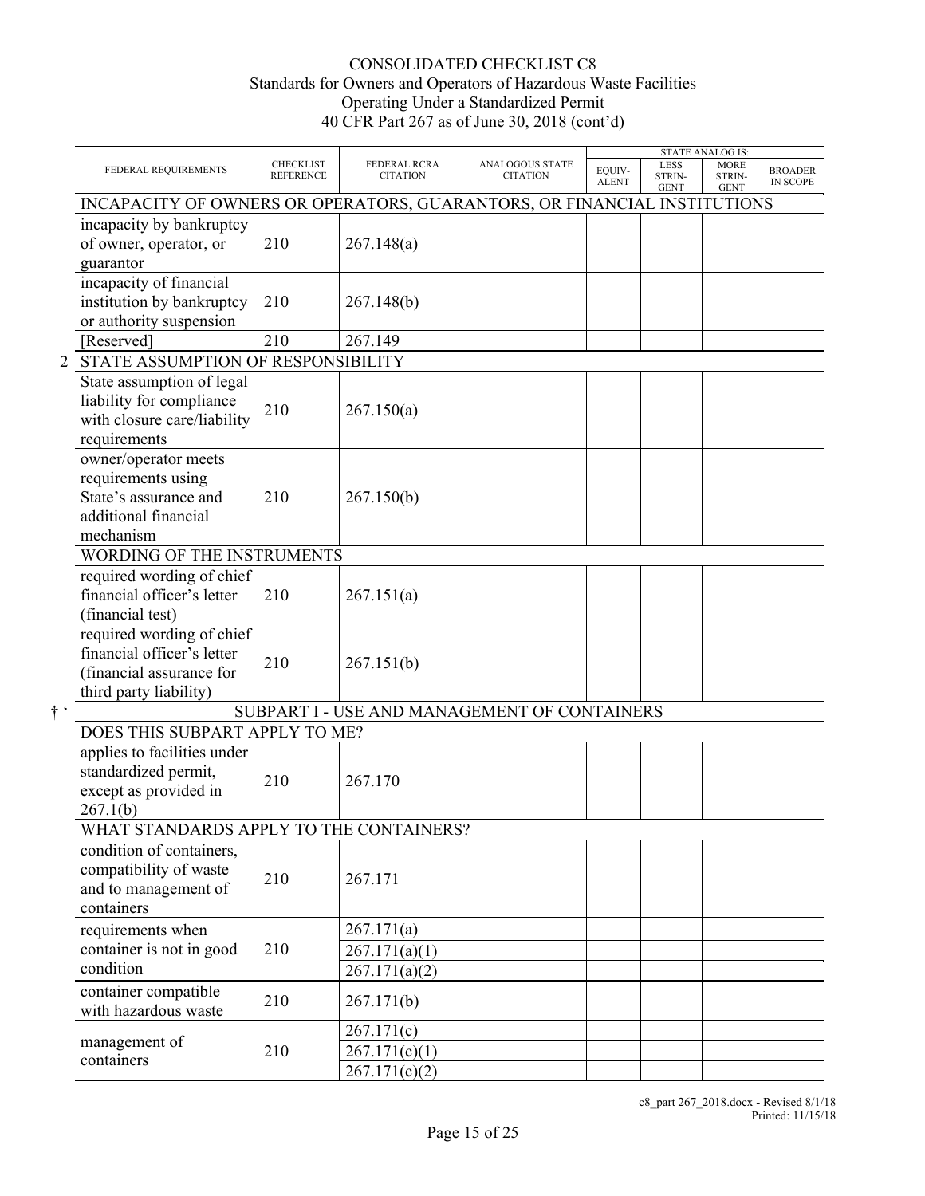CONSOLIDATED CHECKLIST C8
Standards for Owners and Operators of Hazardous Waste Facilities
Operating Under a Standardized Permit
40 CFR Part 267 as of June 30, 2018 (cont'd)

| FEDERAL REQUIREMENTS | CHECKLIST REFERENCE | FEDERAL RCRA CITATION | ANALOGOUS STATE CITATION | STATE ANALOG IS: | | | |
|---|---|---|---|---|---|---|---|
| | | | | EQUIV-ALENT | LESS STRIN-GENT | MORE STRIN-GENT | BROADER IN SCOPE |
| INCAPACITY OF OWNERS OR OPERATORS, GUARANTORS, OR FINANCIAL INSTITUTIONS | | | | | | | |
| incapacity by bankruptcy of owner, operator, or guarantor | 210 | 267.148(a) | | | | | |
| incapacity of financial institution by bankruptcy or authority suspension | 210 | 267.148(b) | | | | | |
| [Reserved] | 210 | 267.149 | | | | | |
| STATE ASSUMPTION OF RESPONSIBILITY | | | | | | | |
| State assumption of legal liability for compliance with closure care/liability requirements | 210 | 267.150(a) | | | | | |
| owner/operator meets requirements using State's assurance and additional financial mechanism | 210 | 267.150(b) | | | | | |
| WORDING OF THE INSTRUMENTS | | | | | | | |
| required wording of chief financial officer's letter (financial test) | 210 | 267.151(a) | | | | | |
| required wording of chief financial officer's letter (financial assurance for third party liability) | 210 | 267.151(b) | | | | | |
| SUBPART I - USE AND MANAGEMENT OF CONTAINERS | | | | | | | |
| DOES THIS SUBPART APPLY TO ME? | | | | | | | |
| applies to facilities under standardized permit, except as provided in 267.1(b) | 210 | 267.170 | | | | | |
| WHAT STANDARDS APPLY TO THE CONTAINERS? | | | | | | | |
| condition of containers, compatibility of waste and to management of containers | 210 | 267.171 | | | | | |
| requirements when container is not in good condition | 210 | 267.171(a) | | | | | |
| | | 267.171(a)(1) | | | | | |
| | | 267.171(a)(2) | | | | | |
| container compatible with hazardous waste | 210 | 267.171(b) | | | | | |
| management of containers | 210 | 267.171(c) | | | | | |
| | | 267.171(c)(1) | | | | | |
| | | 267.171(c)(2) | | | | | |

c8_part 267_2018.docx - Revised 8/1/18
Printed: 11/15/18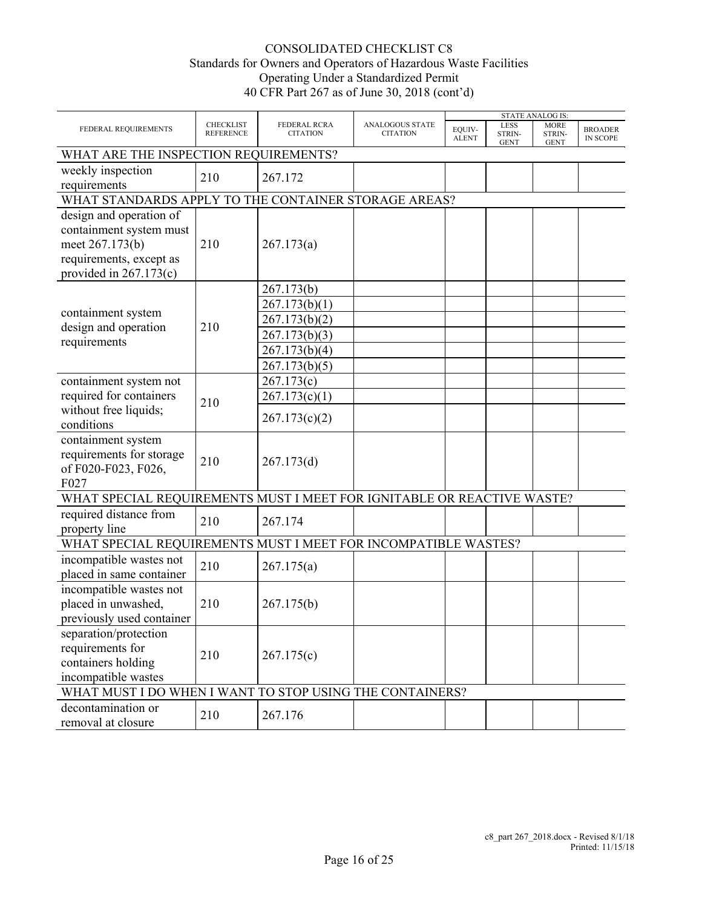# CONSOLIDATED CHECKLIST C8
## Standards for Owners and Operators of Hazardous Waste Facilities Operating Under a Standardized Permit
## 40 CFR Part 267 as of June 30, 2018 (cont'd)

| FEDERAL REQUIREMENTS | CHECKLIST REFERENCE | FEDERAL RCRA CITATION | ANALOGOUS STATE CITATION | STATE ANALOG IS: EQUIV-ALENT | LESS STRIN-GENT | MORE STRIN-GENT | BROADER IN SCOPE |
|---|---|---|---|---|---|---|---|
| **WHAT ARE THE INSPECTION REQUIREMENTS?** | | | | | | | |
| weekly inspection requirements | 210 | 267.172 | | | | | |
| **WHAT STANDARDS APPLY TO THE CONTAINER STORAGE AREAS?** | | | | | | | |
| design and operation of containment system must meet 267.173(b) requirements, except as provided in 267.173(c) | 210 | 267.173(a) | | | | | |
| containment system design and operation requirements | 210 | 267.173(b) | | | | | |
| | | 267.173(b)(1) | | | | | |
| | | 267.173(b)(2) | | | | | |
| | | 267.173(b)(3) | | | | | |
| | | 267.173(b)(4) | | | | | |
| | | 267.173(b)(5) | | | | | |
| containment system not required for containers without free liquids; conditions | 210 | 267.173(c) | | | | | |
| | | 267.173(c)(1) | | | | | |
| | | 267.173(c)(2) | | | | | |
| containment system requirements for storage of F020-F023, F026, F027 | 210 | 267.173(d) | | | | | |
| **WHAT SPECIAL REQUIREMENTS MUST I MEET FOR IGNITABLE OR REACTIVE WASTE?** | | | | | | | |
| required distance from property line | 210 | 267.174 | | | | | |
| **WHAT SPECIAL REQUIREMENTS MUST I MEET FOR INCOMPATIBLE WASTES?** | | | | | | | |
| incompatible wastes not placed in same container | 210 | 267.175(a) | | | | | |
| incompatible wastes not placed in unwashed, previously used container | 210 | 267.175(b) | | | | | |
| separation/protection requirements for containers holding incompatible wastes | 210 | 267.175(c) | | | | | |
| **WHAT MUST I DO WHEN I WANT TO STOP USING THE CONTAINERS?** | | | | | | | |
| decontamination or removal at closure | 210 | 267.176 | | | | | |

c8_part 267_2018.docx - Revised 8/1/18
Printed: 11/15/18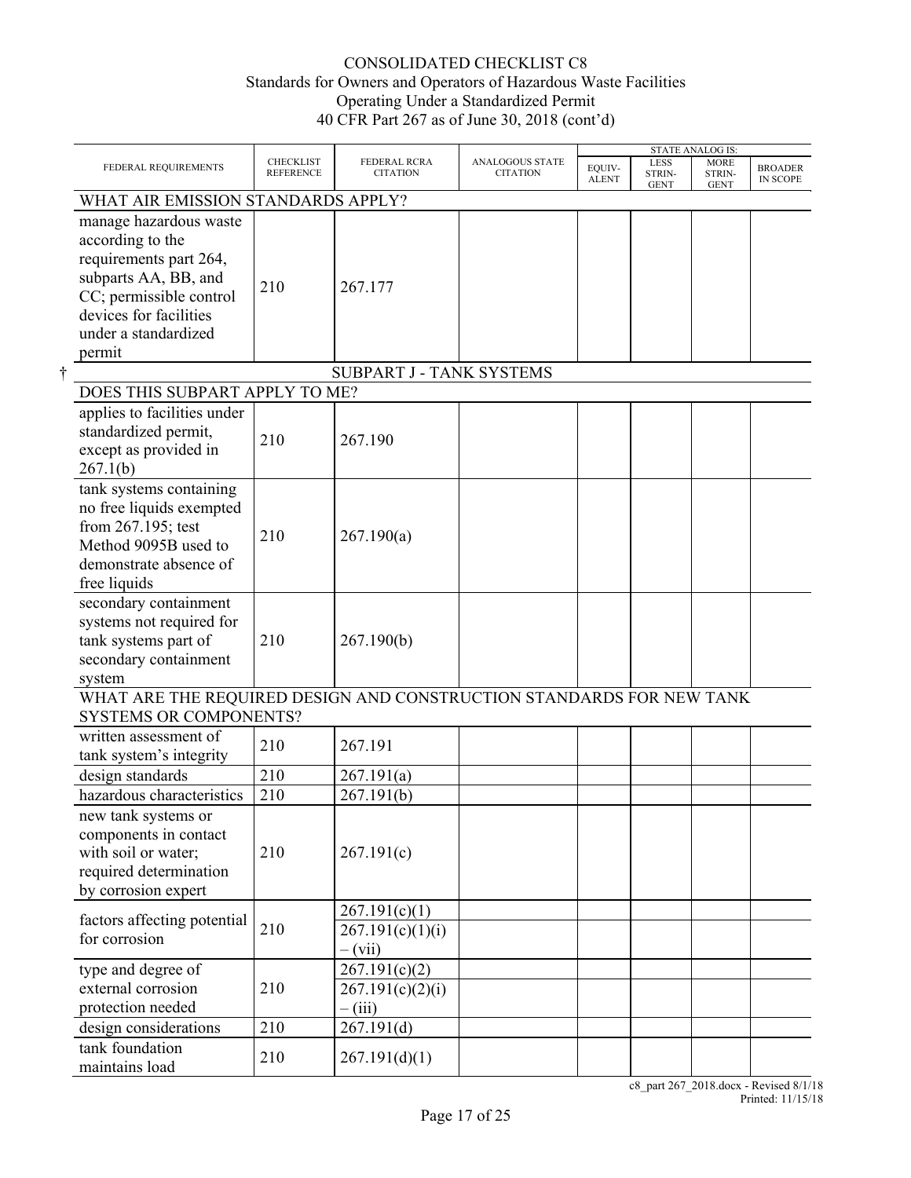CONSOLIDATED CHECKLIST C8
Standards for Owners and Operators of Hazardous Waste Facilities
Operating Under a Standardized Permit
40 CFR Part 267 as of June 30, 2018 (cont'd)

| FEDERAL REQUIREMENTS | CHECKLIST REFERENCE | FEDERAL RCRA CITATION | ANALOGOUS STATE CITATION | STATE ANALOG IS: EQUIV-ALENT | LESS STRIN-GENT | MORE STRIN-GENT | BROADER IN SCOPE |
|---|---|---|---|---|---|---|---|
| **WHAT AIR EMISSION STANDARDS APPLY?** | | | | | | | |
| manage hazardous waste according to the requirements part 264, subparts AA, BB, and CC; permissible control devices for facilities under a standardized permit | 210 | 267.177 | | | | | |
| † **SUBPART J - TANK SYSTEMS** | | | | | | | |
| **DOES THIS SUBPART APPLY TO ME?** | | | | | | | |
| applies to facilities under standardized permit, except as provided in 267.1(b) | 210 | 267.190 | | | | | |
| tank systems containing no free liquids exempted from 267.195; test Method 9095B used to demonstrate absence of free liquids | 210 | 267.190(a) | | | | | |
| secondary containment systems not required for tank systems part of secondary containment system | 210 | 267.190(b) | | | | | |
| **WHAT ARE THE REQUIRED DESIGN AND CONSTRUCTION STANDARDS FOR NEW TANK SYSTEMS OR COMPONENTS?** | | | | | | | |
| written assessment of tank system's integrity | 210 | 267.191 | | | | | |
| design standards | 210 | 267.191(a) | | | | | |
| hazardous characteristics | 210 | 267.191(b) | | | | | |
| new tank systems or components in contact with soil or water; required determination by corrosion expert | 210 | 267.191(c) | | | | | |
| factors affecting potential for corrosion | 210 | 267.191(c)(1) | | | | | |
| | | 267.191(c)(1)(i) – (vii) | | | | | |
| type and degree of external corrosion protection needed | 210 | 267.191(c)(2) | | | | | |
| | | 267.191(c)(2)(i) – (iii) | | | | | |
| design considerations | 210 | 267.191(d) | | | | | |
| tank foundation maintains load | 210 | 267.191(d)(1) | | | | | |

c8_part 267_2018.docx - Revised 8/1/18
Printed: 11/15/18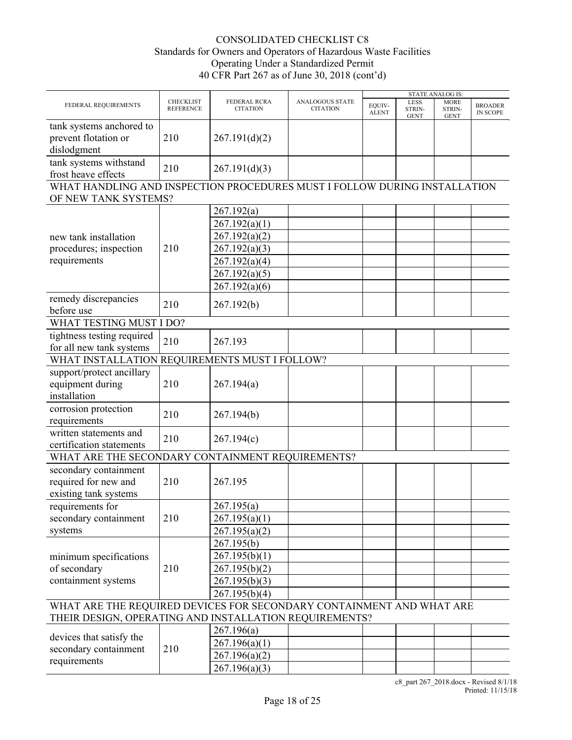# CONSOLIDATED CHECKLIST C8
## Standards for Owners and Operators of Hazardous Waste Facilities Operating Under a Standardized Permit
## 40 CFR Part 267 as of June 30, 2018 (cont'd)

| FEDERAL REQUIREMENTS | CHECKLIST REFERENCE | FEDERAL RCRA CITATION | ANALOGOUS STATE CITATION | STATE ANALOG IS: EQUIV-ALENT | LESS STRIN-GENT | MORE STRIN-GENT | BROADER IN SCOPE |
|---|---|---|---|---|---|---|---|
| tank systems anchored to prevent flotation or dislodgment | 210 | 267.191(d)(2) | | | | | |
| tank systems withstand frost heave effects | 210 | 267.191(d)(3) | | | | | |
| **WHAT HANDLING AND INSPECTION PROCEDURES MUST I FOLLOW DURING INSTALLATION OF NEW TANK SYSTEMS?** | | | | | | | |
| new tank installation procedures; inspection requirements | 210 | 267.192(a) | | | | | |
| | | 267.192(a)(1) | | | | | |
| | | 267.192(a)(2) | | | | | |
| | | 267.192(a)(3) | | | | | |
| | | 267.192(a)(4) | | | | | |
| | | 267.192(a)(5) | | | | | |
| | | 267.192(a)(6) | | | | | |
| remedy discrepancies before use | 210 | 267.192(b) | | | | | |
| **WHAT TESTING MUST I DO?** | | | | | | | |
| tightness testing required for all new tank systems | 210 | 267.193 | | | | | |
| **WHAT INSTALLATION REQUIREMENTS MUST I FOLLOW?** | | | | | | | |
| support/protect ancillary equipment during installation | 210 | 267.194(a) | | | | | |
| corrosion protection requirements | 210 | 267.194(b) | | | | | |
| written statements and certification statements | 210 | 267.194(c) | | | | | |
| **WHAT ARE THE SECONDARY CONTAINMENT REQUIREMENTS?** | | | | | | | |
| secondary containment required for new and existing tank systems | 210 | 267.195 | | | | | |
| requirements for secondary containment systems | 210 | 267.195(a) | | | | | |
| | | 267.195(a)(1) | | | | | |
| | | 267.195(a)(2) | | | | | |
| minimum specifications of secondary containment systems | 210 | 267.195(b) | | | | | |
| | | 267.195(b)(1) | | | | | |
| | | 267.195(b)(2) | | | | | |
| | | 267.195(b)(3) | | | | | |
| | | 267.195(b)(4) | | | | | |
| **WHAT ARE THE REQUIRED DEVICES FOR SECONDARY CONTAINMENT AND WHAT ARE THEIR DESIGN, OPERATING AND INSTALLATION REQUIREMENTS?** | | | | | | | |
| devices that satisfy the secondary containment requirements | 210 | 267.196(a) | | | | | |
| | | 267.196(a)(1) | | | | | |
| | | 267.196(a)(2) | | | | | |
| | | 267.196(a)(3) | | | | | |

c8_part 267_2018.docx - Revised 8/1/18
Printed: 11/15/18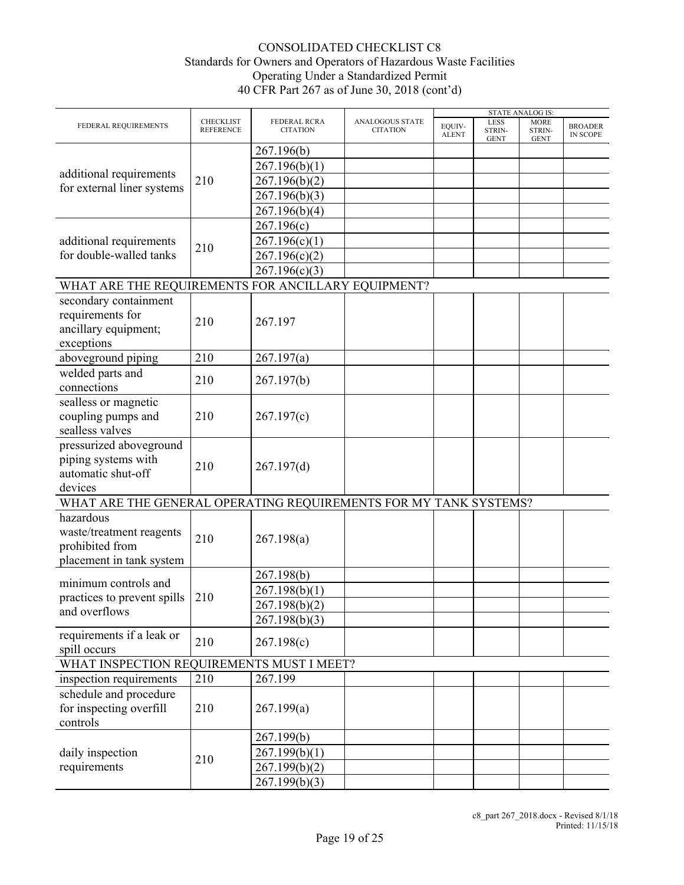# CONSOLIDATED CHECKLIST C8
## Standards for Owners and Operators of Hazardous Waste Facilities Operating Under a Standardized Permit
## 40 CFR Part 267 as of June 30, 2018 (cont'd)

| FEDERAL REQUIREMENTS | CHECKLIST REFERENCE | FEDERAL RCRA CITATION | ANALOGOUS STATE CITATION | STATE ANALOG IS: EQUIV-ALENT | LESS STRIN-GENT | MORE STRIN-GENT | BROADER IN SCOPE |
|---|---|---|---|---|---|---|---|
| additional requirements for external liner systems | 210 | 267.196(b) | | | | | |
| | | 267.196(b)(1) | | | | | |
| | | 267.196(b)(2) | | | | | |
| | | 267.196(b)(3) | | | | | |
| | | 267.196(b)(4) | | | | | |
| additional requirements for double-walled tanks | 210 | 267.196(c) | | | | | |
| | | 267.196(c)(1) | | | | | |
| | | 267.196(c)(2) | | | | | |
| | | 267.196(c)(3) | | | | | |
| WHAT ARE THE REQUIREMENTS FOR ANCILLARY EQUIPMENT? | | | | | | | |
| secondary containment requirements for ancillary equipment; exceptions | 210 | 267.197 | | | | | |
| aboveground piping | 210 | 267.197(a) | | | | | |
| welded parts and connections | 210 | 267.197(b) | | | | | |
| sealless or magnetic coupling pumps and sealless valves | 210 | 267.197(c) | | | | | |
| pressurized aboveground piping systems with automatic shut-off devices | 210 | 267.197(d) | | | | | |
| WHAT ARE THE GENERAL OPERATING REQUIREMENTS FOR MY TANK SYSTEMS? | | | | | | | |
| hazardous waste/treatment reagents prohibited from placement in tank system | 210 | 267.198(a) | | | | | |
| minimum controls and practices to prevent spills and overflows | 210 | 267.198(b) | | | | | |
| | | 267.198(b)(1) | | | | | |
| | | 267.198(b)(2) | | | | | |
| | | 267.198(b)(3) | | | | | |
| requirements if a leak or spill occurs | 210 | 267.198(c) | | | | | |
| WHAT INSPECTION REQUIREMENTS MUST I MEET? | | | | | | | |
| inspection requirements | 210 | 267.199 | | | | | |
| schedule and procedure for inspecting overfill controls | 210 | 267.199(a) | | | | | |
| daily inspection requirements | 210 | 267.199(b) | | | | | |
| | | 267.199(b)(1) | | | | | |
| | | 267.199(b)(2) | | | | | |
| | | 267.199(b)(3) | | | | | |

c8_part 267_2018.docx - Revised 8/1/18
Printed: 11/15/18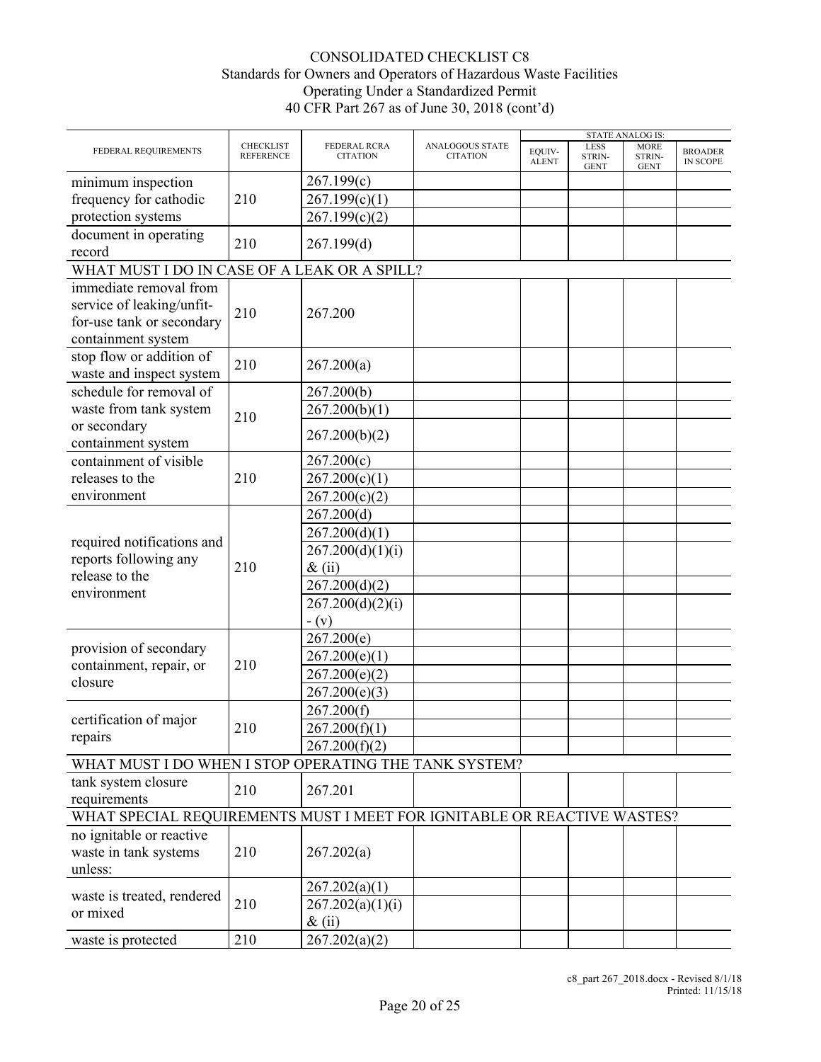# CONSOLIDATED CHECKLIST C8
## Standards for Owners and Operators of Hazardous Waste Facilities Operating Under a Standardized Permit
### 40 CFR Part 267 as of June 30, 2018 (cont'd)

| FEDERAL REQUIREMENTS | CHECKLIST REFERENCE | FEDERAL RCRA CITATION | ANALOGOUS STATE CITATION | STATE ANALOG IS: EQUIV-ALENT | LESS STRIN-GENT | MORE STRIN-GENT | BROADER IN SCOPE |
|---|---|---|---|---|---|---|---|
| minimum inspection frequency for cathodic protection systems | 210 | 267.199(c) | | | | | |
| | | 267.199(c)(1) | | | | | |
| | | 267.199(c)(2) | | | | | |
| document in operating record | 210 | 267.199(d) | | | | | |
| WHAT MUST I DO IN CASE OF A LEAK OR A SPILL? | | | | | | | |
| immediate removal from service of leaking/unfit-for-use tank or secondary containment system | 210 | 267.200 | | | | | |
| stop flow or addition of waste and inspect system | 210 | 267.200(a) | | | | | |
| schedule for removal of waste from tank system or secondary containment system | 210 | 267.200(b) | | | | | |
| | | 267.200(b)(1) | | | | | |
| | | 267.200(b)(2) | | | | | |
| containment of visible releases to the environment | 210 | 267.200(c) | | | | | |
| | | 267.200(c)(1) | | | | | |
| | | 267.200(c)(2) | | | | | |
| required notifications and reports following any release to the environment | 210 | 267.200(d) | | | | | |
| | | 267.200(d)(1) | | | | | |
| | | 267.200(d)(1)(i) & (ii) | | | | | |
| | | 267.200(d)(2) | | | | | |
| | | 267.200(d)(2)(i) - (v) | | | | | |
| provision of secondary containment, repair, or closure | 210 | 267.200(e) | | | | | |
| | | 267.200(e)(1) | | | | | |
| | | 267.200(e)(2) | | | | | |
| | | 267.200(e)(3) | | | | | |
| certification of major repairs | 210 | 267.200(f) | | | | | |
| | | 267.200(f)(1) | | | | | |
| | | 267.200(f)(2) | | | | | |
| WHAT MUST I DO WHEN I STOP OPERATING THE TANK SYSTEM? | | | | | | | |
| tank system closure requirements | 210 | 267.201 | | | | | |
| WHAT SPECIAL REQUIREMENTS MUST I MEET FOR IGNITABLE OR REACTIVE WASTES? | | | | | | | |
| no ignitable or reactive waste in tank systems unless: | 210 | 267.202(a) | | | | | |
| waste is treated, rendered or mixed | 210 | 267.202(a)(1) | | | | | |
| | | 267.202(a)(1)(i) & (ii) | | | | | |
| waste is protected | 210 | 267.202(a)(2) | | | | | |

c8_part 267_2018.docx - Revised 8/1/18
Printed: 11/15/18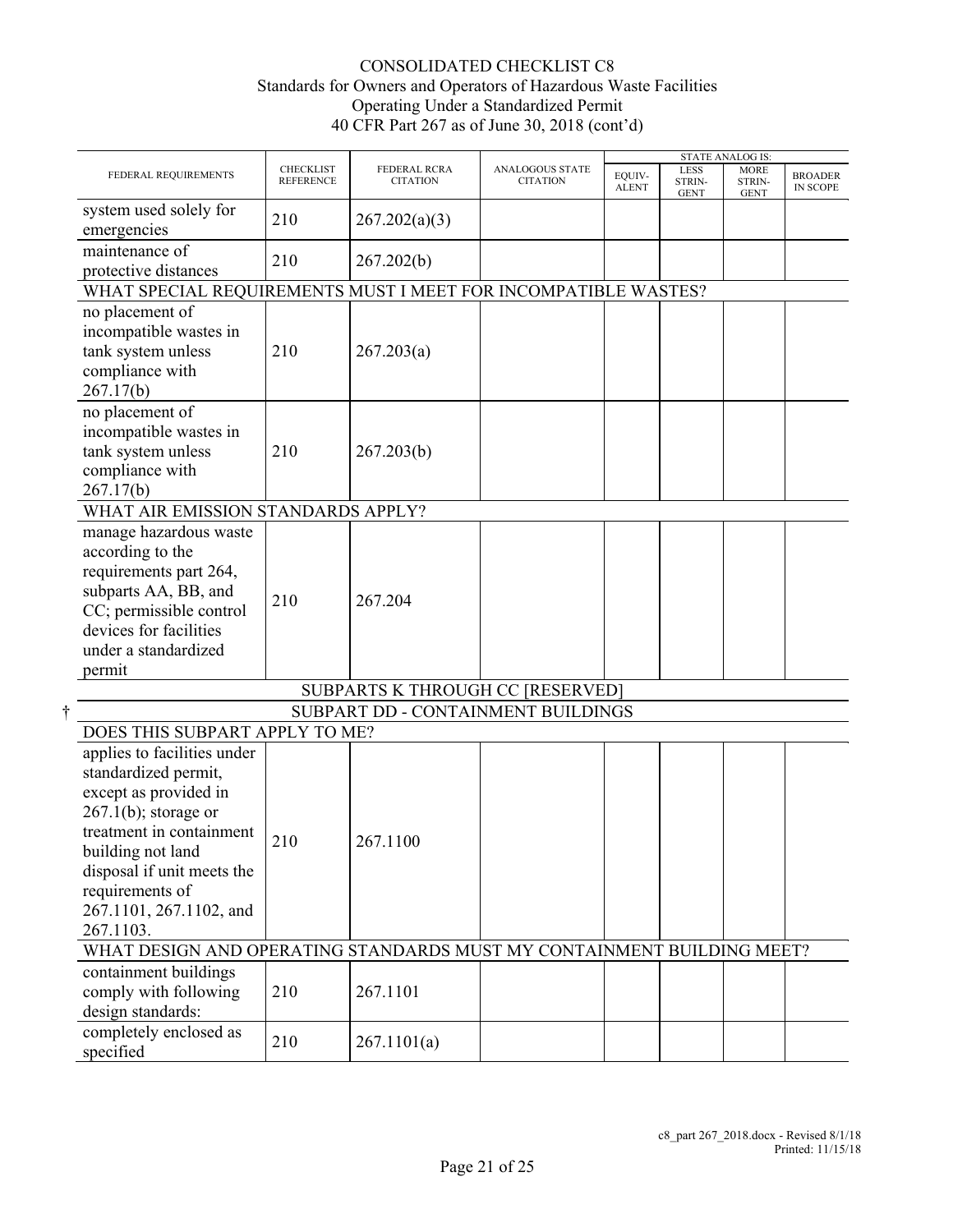CONSOLIDATED CHECKLIST C8
Standards for Owners and Operators of Hazardous Waste Facilities
Operating Under a Standardized Permit
40 CFR Part 267 as of June 30, 2018 (cont'd)

| FEDERAL REQUIREMENTS | CHECKLIST REFERENCE | FEDERAL RCRA CITATION | ANALOGOUS STATE CITATION | STATE ANALOG IS: EQUIV-ALENT | LESS STRIN-GENT | MORE STRIN-GENT | BROADER IN SCOPE |
|---|---|---|---|---|---|---|---|
| system used solely for emergencies | 210 | 267.202(a)(3) | | | | | |
| maintenance of protective distances | 210 | 267.202(b) | | | | | |
| WHAT SPECIAL REQUIREMENTS MUST I MEET FOR INCOMPATIBLE WASTES? | | | | | | | |
| no placement of incompatible wastes in tank system unless compliance with 267.17(b) | 210 | 267.203(a) | | | | | |
| no placement of incompatible wastes in tank system unless compliance with 267.17(b) | 210 | 267.203(b) | | | | | |
| WHAT AIR EMISSION STANDARDS APPLY? | | | | | | | |
| manage hazardous waste according to the requirements part 264, subparts AA, BB, and CC; permissible control devices for facilities under a standardized permit | 210 | 267.204 | | | | | |
| SUBPARTS K THROUGH CC [RESERVED] | | | | | | | |
| † SUBPART DD - CONTAINMENT BUILDINGS | | | | | | | |
| DOES THIS SUBPART APPLY TO ME? | | | | | | | |
| applies to facilities under standardized permit, except as provided in 267.1(b); storage or treatment in containment building not land disposal if unit meets the requirements of 267.1101, 267.1102, and 267.1103. | 210 | 267.1100 | | | | | |
| WHAT DESIGN AND OPERATING STANDARDS MUST MY CONTAINMENT BUILDING MEET? | | | | | | | |
| containment buildings comply with following design standards: | 210 | 267.1101 | | | | | |
| completely enclosed as specified | 210 | 267.1101(a) | | | | | |

c8_part 267_2018.docx - Revised 8/1/18
Printed: 11/15/18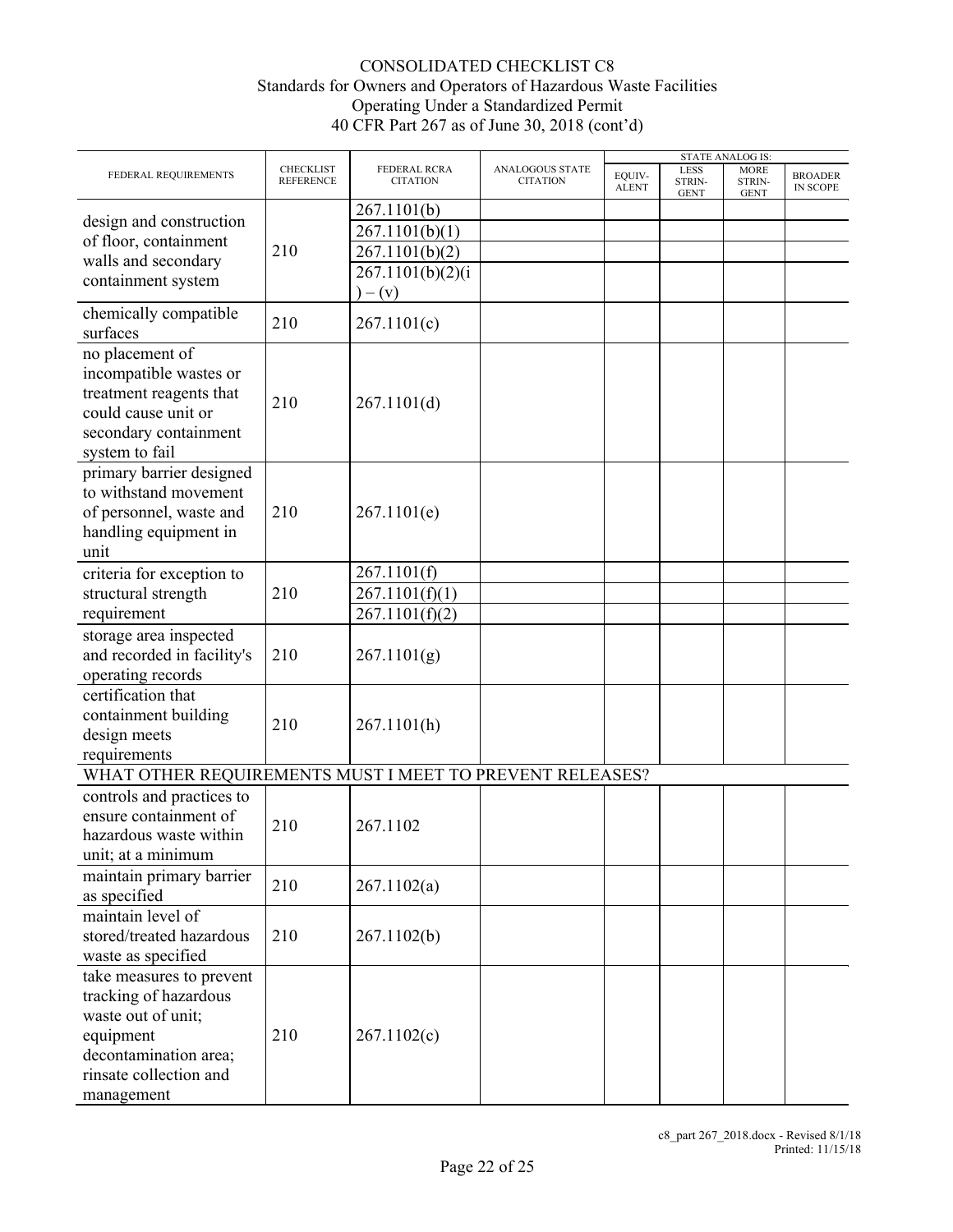# CONSOLIDATED CHECKLIST C8
## Standards for Owners and Operators of Hazardous Waste Facilities Operating Under a Standardized Permit
## 40 CFR Part 267 as of June 30, 2018 (cont'd)

| FEDERAL REQUIREMENTS | CHECKLIST REFERENCE | FEDERAL RCRA CITATION | ANALOGOUS STATE CITATION | STATE ANALOG IS: EQUIVALENT | LESS STRINGENT | MORE STRINGENT | BROADER IN SCOPE |
|---|---|---|---|---|---|---|---|
| design and construction of floor, containment walls and secondary containment system | 210 | 267.1101(b) | | | | | |
| | | 267.1101(b)(1) | | | | | |
| | | 267.1101(b)(2) | | | | | |
| | | 267.1101(b)(2)(i) – (v) | | | | | |
| chemically compatible surfaces | 210 | 267.1101(c) | | | | | |
| no placement of incompatible wastes or treatment reagents that could cause unit or secondary containment system to fail | 210 | 267.1101(d) | | | | | |
| primary barrier designed to withstand movement of personnel, waste and handling equipment in unit | 210 | 267.1101(e) | | | | | |
| criteria for exception to structural strength requirement | 210 | 267.1101(f) | | | | | |
| | | 267.1101(f)(1) | | | | | |
| | | 267.1101(f)(2) | | | | | |
| storage area inspected and recorded in facility's operating records | 210 | 267.1101(g) | | | | | |
| certification that containment building design meets requirements | 210 | 267.1101(h) | | | | | |
| WHAT OTHER REQUIREMENTS MUST I MEET TO PREVENT RELEASES? | | | | | | | |
| controls and practices to ensure containment of hazardous waste within unit; at a minimum | 210 | 267.1102 | | | | | |
| maintain primary barrier as specified | 210 | 267.1102(a) | | | | | |
| maintain level of stored/treated hazardous waste as specified | 210 | 267.1102(b) | | | | | |
| take measures to prevent tracking of hazardous waste out of unit; equipment decontamination area; rinsate collection and management | 210 | 267.1102(c) | | | | | |

c8_part 267_2018.docx - Revised 8/1/18
Printed: 11/15/18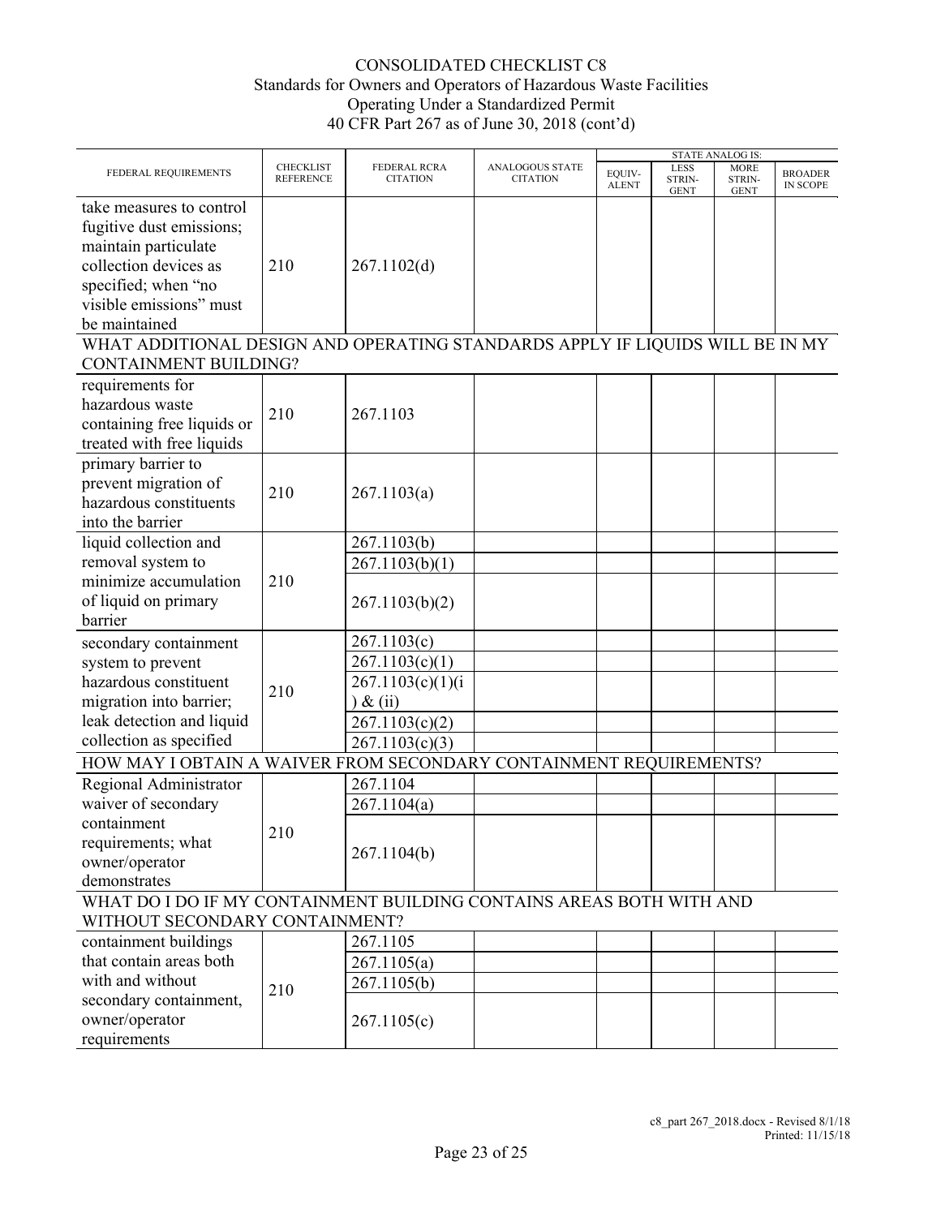# CONSOLIDATED CHECKLIST C8
## Standards for Owners and Operators of Hazardous Waste Facilities Operating Under a Standardized Permit
## 40 CFR Part 267 as of June 30, 2018 (cont'd)

| FEDERAL REQUIREMENTS | CHECKLIST REFERENCE | FEDERAL RCRA CITATION | ANALOGOUS STATE CITATION | STATE ANALOG IS: EQUIV-ALENT | LESS STRIN-GENT | MORE STRIN-GENT | BROADER IN SCOPE |
|---|---|---|---|---|---|---|---|
| take measures to control fugitive dust emissions; maintain particulate collection devices as specified; when "no visible emissions" must be maintained | 210 | 267.1102(d) | | | | | |
| **WHAT ADDITIONAL DESIGN AND OPERATING STANDARDS APPLY IF LIQUIDS WILL BE IN MY CONTAINMENT BUILDING?** | | | | | | | |
| requirements for hazardous waste containing free liquids or treated with free liquids | 210 | 267.1103 | | | | | |
| primary barrier to prevent migration of hazardous constituents into the barrier | 210 | 267.1103(a) | | | | | |
| liquid collection and removal system to minimize accumulation of liquid on primary barrier | 210 | 267.1103(b) | | | | | |
| | | 267.1103(b)(1) | | | | | |
| | | 267.1103(b)(2) | | | | | |
| secondary containment system to prevent hazardous constituent migration into barrier; leak detection and liquid collection as specified | 210 | 267.1103(c) | | | | | |
| | | 267.1103(c)(1) | | | | | |
| | | 267.1103(c)(1)(i) & (ii) | | | | | |
| | | 267.1103(c)(2) | | | | | |
| | | 267.1103(c)(3) | | | | | |
| **HOW MAY I OBTAIN A WAIVER FROM SECONDARY CONTAINMENT REQUIREMENTS?** | | | | | | | |
| Regional Administrator waiver of secondary containment requirements; what owner/operator demonstrates | 210 | 267.1104 | | | | | |
| | | 267.1104(a) | | | | | |
| | | 267.1104(b) | | | | | |
| **WHAT DO I DO IF MY CONTAINMENT BUILDING CONTAINS AREAS BOTH WITH AND WITHOUT SECONDARY CONTAINMENT?** | | | | | | | |
| containment buildings that contain areas both with and without secondary containment, owner/operator requirements | 210 | 267.1105 | | | | | |
| | | 267.1105(a) | | | | | |
| | | 267.1105(b) | | | | | |
| | | 267.1105(c) | | | | | |

c8_part 267_2018.docx - Revised 8/1/18
Printed: 11/15/18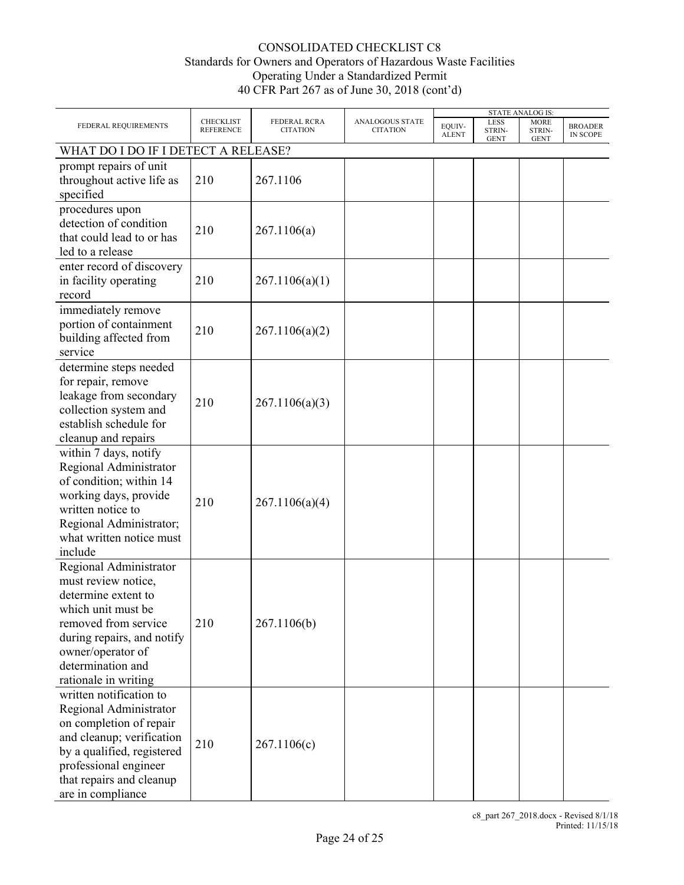# CONSOLIDATED CHECKLIST C8
## Standards for Owners and Operators of Hazardous Waste Facilities Operating Under a Standardized Permit
## 40 CFR Part 267 as of June 30, 2018 (cont'd)

| FEDERAL REQUIREMENTS | CHECKLIST REFERENCE | FEDERAL RCRA CITATION | ANALOGOUS STATE CITATION | STATE ANALOG IS: | | | |
|---|---|---|---|---|---|---|---|
| | | | | EQUIVALENT | LESS STRINGENT | MORE STRINGENT | BROADER IN SCOPE |
| **WHAT DO I DO IF I DETECT A RELEASE?** | | | | | | | |
| prompt repairs of unit throughout active life as specified | 210 | 267.1106 | | | | | |
| procedures upon detection of condition that could lead to or has led to a release | 210 | 267.1106(a) | | | | | |
| enter record of discovery in facility operating record | 210 | 267.1106(a)(1) | | | | | |
| immediately remove portion of containment building affected from service | 210 | 267.1106(a)(2) | | | | | |
| determine steps needed for repair, remove leakage from secondary collection system and establish schedule for cleanup and repairs | 210 | 267.1106(a)(3) | | | | | |
| within 7 days, notify Regional Administrator of condition; within 14 working days, provide written notice to Regional Administrator; what written notice must include | 210 | 267.1106(a)(4) | | | | | |
| Regional Administrator must review notice, determine extent to which unit must be removed from service during repairs, and notify owner/operator of determination and rationale in writing | 210 | 267.1106(b) | | | | | |
| written notification to Regional Administrator on completion of repair and cleanup; verification by a qualified, registered professional engineer that repairs and cleanup are in compliance | 210 | 267.1106(c) | | | | | |

c8_part 267_2018.docx - Revised 8/1/18
Printed: 11/15/18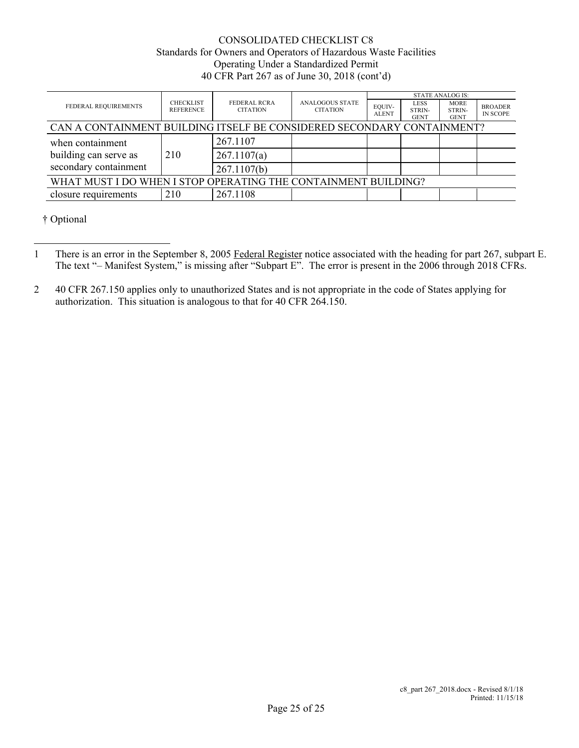CONSOLIDATED CHECKLIST C8
Standards for Owners and Operators of Hazardous Waste Facilities
Operating Under a Standardized Permit
40 CFR Part 267 as of June 30, 2018 (cont'd)

| FEDERAL REQUIREMENTS | CHECKLIST REFERENCE | FEDERAL RCRA CITATION | ANALOGOUS STATE CITATION | STATE ANALOG IS: EQUIV-ALENT | LESS STRIN-GENT | MORE STRIN-GENT | BROADER IN SCOPE |
|---|---|---|---|---|---|---|---|
| CAN A CONTAINMENT BUILDING ITSELF BE CONSIDERED SECONDARY CONTAINMENT? | | | | | | | |
| when containment building can serve as secondary containment | 210 | 267.1107 | | | | | |
| | | 267.1107(a) | | | | | |
| | | 267.1107(b) | | | | | |
| WHAT MUST I DO WHEN I STOP OPERATING THE CONTAINMENT BUILDING? | | | | | | | |
| closure requirements | 210 | 267.1108 | | | | | |

† Optional

---

1 There is an error in the September 8, 2005 Federal Register notice associated with the heading for part 267, subpart E. The text "– Manifest System," is missing after "Subpart E". The error is present in the 2006 through 2018 CFRs.

2 40 CFR 267.150 applies only to unauthorized States and is not appropriate in the code of States applying for authorization. This situation is analogous to that for 40 CFR 264.150.

c8_part 267_2018.docx - Revised 8/1/18
Printed: 11/15/18